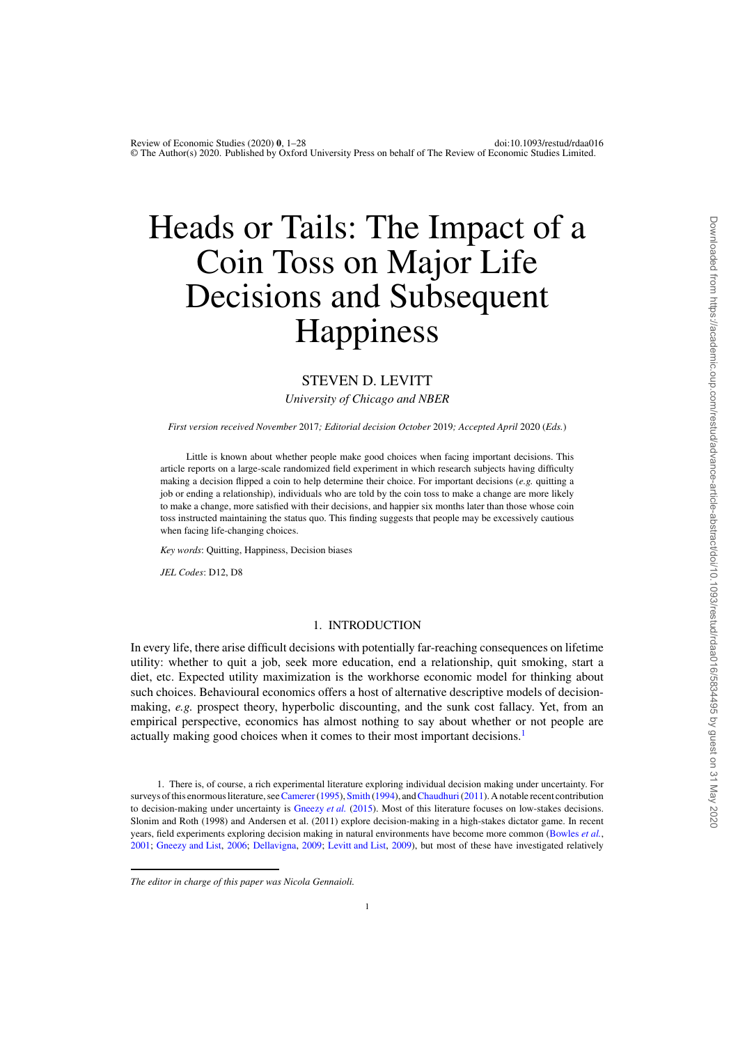# Heads or Tails: The Impact of a Coin Toss on Major Life Decisions and Subsequent Happiness

STEVEN D. LEVITT

*University of Chicago and NBER*

*First version received November 2017; Editorial decision October 2019; Accepted April 2020 (Eds.)*

Little is known about whether people make good choices when facing important decisions. This article reports on a large-scale randomized field experiment in which research subjects having difficulty making a decision flipped a coin to help determine their choice. For important decisions (*e.g.* quitting a job or ending a relationship), individuals who are told by the coin toss to make a change are more likely to make a change, more satisfied with their decisions, and happier six months later than those whose coin toss instructed maintaining the status quo. This finding suggests that people may be excessively cautious when facing life-changing choices.

*Key words*: Quitting, Happiness, Decision biases

*JEL Codes*: D12, D8

## 1. INTRODUCTION

In every life, there arise difficult decisions with potentially far-reaching consequences on lifetime utility: whether to quit a job, seek more education, end a relationship, quit smoking, start a diet, etc. Expected utility maximization is the workhorse economic model for thinking about such choices. Behavioural economics offers a host of alternative descriptive models of decision-making, *e.g.* prospect theory, hyperbolic discounting, and the sunk cost fallacy. Yet, from an empirical perspective, economics has almost nothing to say about whether or not people are actually making good choices when it comes to their most important decisions.[1]

1. There is, of course, a rich experimental literature exploring individual decision making under uncertainty. For surveys of this enormous literature, see Camerer (1995), Smith (1994), and Chaudhuri (2011). A notable recent contribution to decision-making under uncertainty is Gneezy *et al.* (2015). Most of this literature focuses on low-stakes decisions. Slonim and Roth (1998) and Andersen et al. (2011) explore decision-making in a high-stakes dictator game. In recent years, field experiments exploring decision making in natural environments have become more common (Bowles *et al.*, 2001; Gneezy and List, 2006; Dellavigna, 2009; Levitt and List, 2009), but most of these have investigated relatively

*The editor in charge of this paper was Nicola Gennaioli.*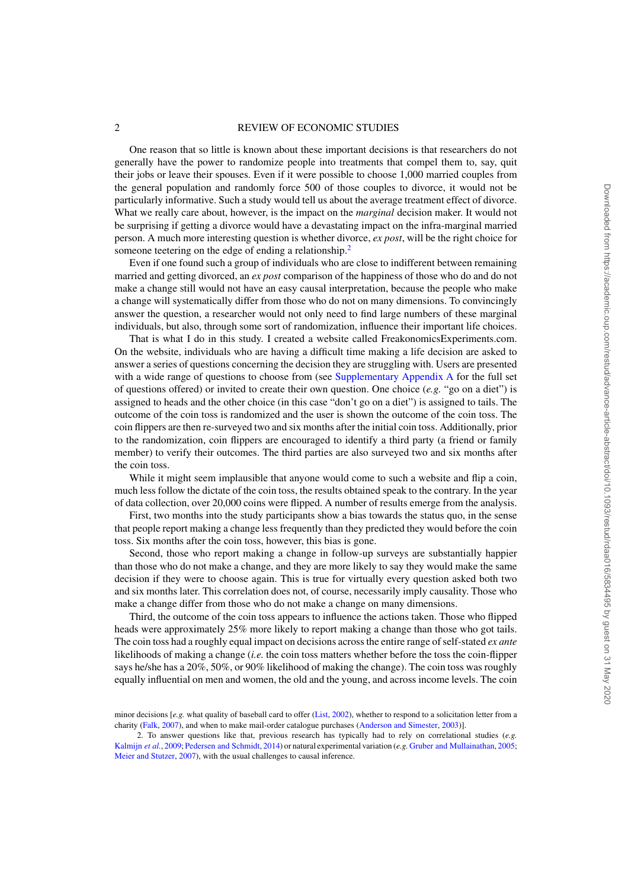One reason that so little is known about these important decisions is that researchers do not generally have the power to randomize people into treatments that compel them to, say, quit their jobs or leave their spouses. Even if it were possible to choose 1,000 married couples from the general population and randomly force 500 of those couples to divorce, it would not be particularly informative. Such a study would tell us about the average treatment effect of divorce. What we really care about, however, is the impact on the *marginal* decision maker. It would not be surprising if getting a divorce would have a devastating impact on the infra-marginal married person. A much more interesting question is whether divorce, *ex post*, will be the right choice for someone teetering on the edge of ending a relationship.[2]

Even if one found such a group of individuals who are close to indifferent between remaining married and getting divorced, an *ex post* comparison of the happiness of those who do and do not make a change still would not have an easy causal interpretation, because the people who make a change will systematically differ from those who do not on many dimensions. To convincingly answer the question, a researcher would not only need to find large numbers of these marginal individuals, but also, through some sort of randomization, influence their important life choices.

That is what I do in this study. I created a website called FreakonomicsExperiments.com. On the website, individuals who are having a difficult time making a life decision are asked to answer a series of questions concerning the decision they are struggling with. Users are presented with a wide range of questions to choose from (see Supplementary Appendix A for the full set of questions offered) or invited to create their own question. One choice (*e.g.* "go on a diet") is assigned to heads and the other choice (in this case "don't go on a diet") is assigned to tails. The outcome of the coin toss is randomized and the user is shown the outcome of the coin toss. The coin flippers are then re-surveyed two and six months after the initial coin toss. Additionally, prior to the randomization, coin flippers are encouraged to identify a third party (a friend or family member) to verify their outcomes. The third parties are also surveyed two and six months after the coin toss.

While it might seem implausible that anyone would come to such a website and flip a coin, much less follow the dictate of the coin toss, the results obtained speak to the contrary. In the year of data collection, over 20,000 coins were flipped. A number of results emerge from the analysis.

First, two months into the study participants show a bias towards the status quo, in the sense that people report making a change less frequently than they predicted they would before the coin toss. Six months after the coin toss, however, this bias is gone.

Second, those who report making a change in follow-up surveys are substantially happier than those who do not make a change, and they are more likely to say they would make the same decision if they were to choose again. This is true for virtually every question asked both two and six months later. This correlation does not, of course, necessarily imply causality. Those who make a change differ from those who do not make a change on many dimensions.

Third, the outcome of the coin toss appears to influence the actions taken. Those who flipped heads were approximately 25% more likely to report making a change than those who got tails. The coin toss had a roughly equal impact on decisions across the entire range of self-stated *ex ante* likelihoods of making a change (*i.e.* the coin toss matters whether before the toss the coin-flipper says he/she has a 20%, 50%, or 90% likelihood of making the change). The coin toss was roughly equally influential on men and women, the old and the young, and across income levels. The coin

minor decisions [*e.g.* what quality of baseball card to offer (List, 2002), whether to respond to a solicitation letter from a charity (Falk, 2007), and when to make mail-order catalogue purchases (Anderson and Simester, 2003)].

2. To answer questions like that, previous research has typically had to rely on correlational studies (*e.g.* Kalmijn *et al.*, 2009; Pedersen and Schmidt, 2014) or natural experimental variation (*e.g.* Gruber and Mullainathan, 2005; Meier and Stutzer, 2007), with the usual challenges to causal inference.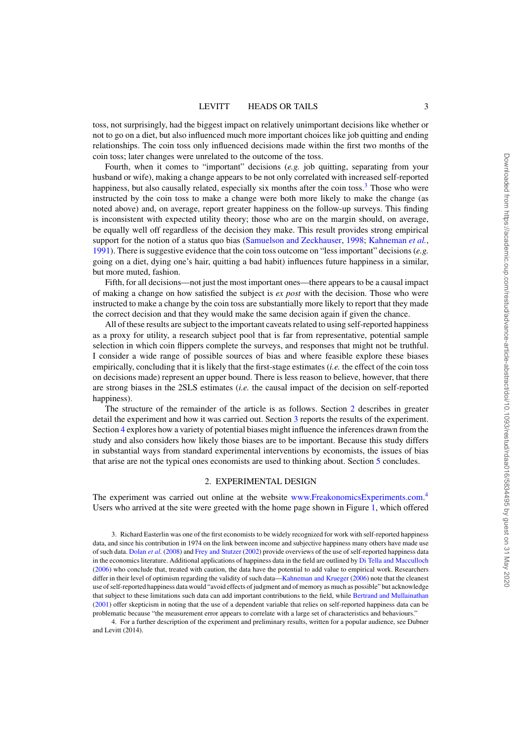toss, not surprisingly, had the biggest impact on relatively unimportant decisions like whether or not to go on a diet, but also influenced much more important choices like job quitting and ending relationships. The coin toss only influenced decisions made within the first two months of the coin toss; later changes were unrelated to the outcome of the toss.

Fourth, when it comes to "important" decisions (*e.g.* job quitting, separating from your husband or wife), making a change appears to be not only correlated with increased self-reported happiness, but also causally related, especially six months after the coin toss.[3] Those who were instructed by the coin toss to make a change were both more likely to make the change (as noted above) and, on average, report greater happiness on the follow-up surveys. This finding is inconsistent with expected utility theory; those who are on the margin should, on average, be equally well off regardless of the decision they make. This result provides strong empirical support for the notion of a status quo bias (Samuelson and Zeckhauser, 1998; Kahneman *et al.*, 1991). There is suggestive evidence that the coin toss outcome on "less important" decisions (*e.g.* going on a diet, dying one's hair, quitting a bad habit) influences future happiness in a similar, but more muted, fashion.

Fifth, for all decisions—not just the most important ones—there appears to be a causal impact of making a change on how satisfied the subject is *ex post* with the decision. Those who were instructed to make a change by the coin toss are substantially more likely to report that they made the correct decision and that they would make the same decision again if given the chance.

All of these results are subject to the important caveats related to using self-reported happiness as a proxy for utility, a research subject pool that is far from representative, potential sample selection in which coin flippers complete the surveys, and responses that might not be truthful. I consider a wide range of possible sources of bias and where feasible explore these biases empirically, concluding that it is likely that the first-stage estimates (*i.e.* the effect of the coin toss on decisions made) represent an upper bound. There is less reason to believe, however, that there are strong biases in the 2SLS estimates (*i.e.* the causal impact of the decision on self-reported happiness).

The structure of the remainder of the article is as follows. Section 2 describes in greater detail the experiment and how it was carried out. Section 3 reports the results of the experiment. Section 4 explores how a variety of potential biases might influence the inferences drawn from the study and also considers how likely those biases are to be important. Because this study differs in substantial ways from standard experimental interventions by economists, the issues of bias that arise are not the typical ones economists are used to thinking about. Section 5 concludes.

## 2. EXPERIMENTAL DESIGN

The experiment was carried out online at the website www.FreakonomicsExperiments.com.[4] Users who arrived at the site were greeted with the home page shown in Figure 1, which offered

3. Richard Easterlin was one of the first economists to be widely recognized for work with self-reported happiness data, and since his contribution in 1974 on the link between income and subjective happiness many others have made use of such data. Dolan *et al.* (2008) and Frey and Stutzer (2002) provide overviews of the use of self-reported happiness data in the economics literature. Additional applications of happiness data in the field are outlined by Di Tella and Macculloch (2006) who conclude that, treated with caution, the data have the potential to add value to empirical work. Researchers differ in their level of optimism regarding the validity of such data—Kahneman and Krueger (2006) note that the cleanest use of self-reported happiness data would "avoid effects of judgment and of memory as much as possible" but acknowledge that subject to these limitations such data can add important contributions to the field, while Bertrand and Mullainathan (2001) offer skepticism in noting that the use of a dependent variable that relies on self-reported happiness data can be problematic because "the measurement error appears to correlate with a large set of characteristics and behaviours."

4. For a further description of the experiment and preliminary results, written for a popular audience, see Dubner and Levitt (2014).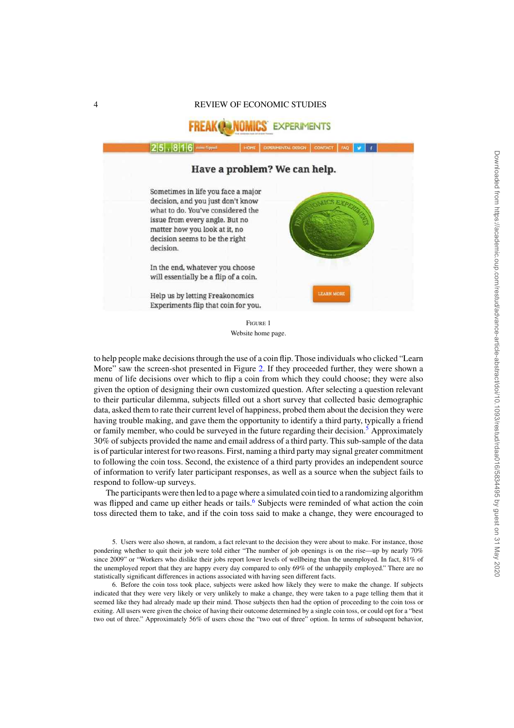FIGURE 1

Website home page.

to help people make decisions through the use of a coin flip. Those individuals who clicked "Learn More" saw the screen-shot presented in Figure 2. If they proceeded further, they were shown a menu of life decisions over which to flip a coin from which they could choose; they were also given the option of designing their own customized question. After selecting a question relevant to their particular dilemma, subjects filled out a short survey that collected basic demographic data, asked them to rate their current level of happiness, probed them about the decision they were having trouble making, and gave them the opportunity to identify a third party, typically a friend or family member, who could be surveyed in the future regarding their decision.[5] Approximately 30% of subjects provided the name and email address of a third party. This sub-sample of the data is of particular interest for two reasons. First, naming a third party may signal greater commitment to following the coin toss. Second, the existence of a third party provides an independent source of information to verify later participant responses, as well as a source when the subject fails to respond to follow-up surveys.

The participants were then led to a page where a simulated coin tied to a randomizing algorithm was flipped and came up either heads or tails.[6] Subjects were reminded of what action the coin toss directed them to take, and if the coin toss said to make a change, they were encouraged to

5. Users were also shown, at random, a fact relevant to the decision they were about to make. For instance, those pondering whether to quit their job were told either "The number of job openings is on the rise—up by nearly 70% since 2009" or "Workers who dislike their jobs report lower levels of wellbeing than the unemployed. In fact, 81% of the unemployed report that they are happy every day compared to only 69% of the unhappily employed." There are no statistically significant differences in actions associated with having seen different facts.

6. Before the coin toss took place, subjects were asked how likely they were to make the change. If subjects indicated that they were very likely or very unlikely to make a change, they were taken to a page telling them that it seemed like they had already made up their mind. Those subjects then had the option of proceeding to the coin toss or exiting. All users were given the choice of having their outcome determined by a single coin toss, or could opt for a "best two out of three." Approximately 56% of users chose the "two out of three" option. In terms of subsequent behavior,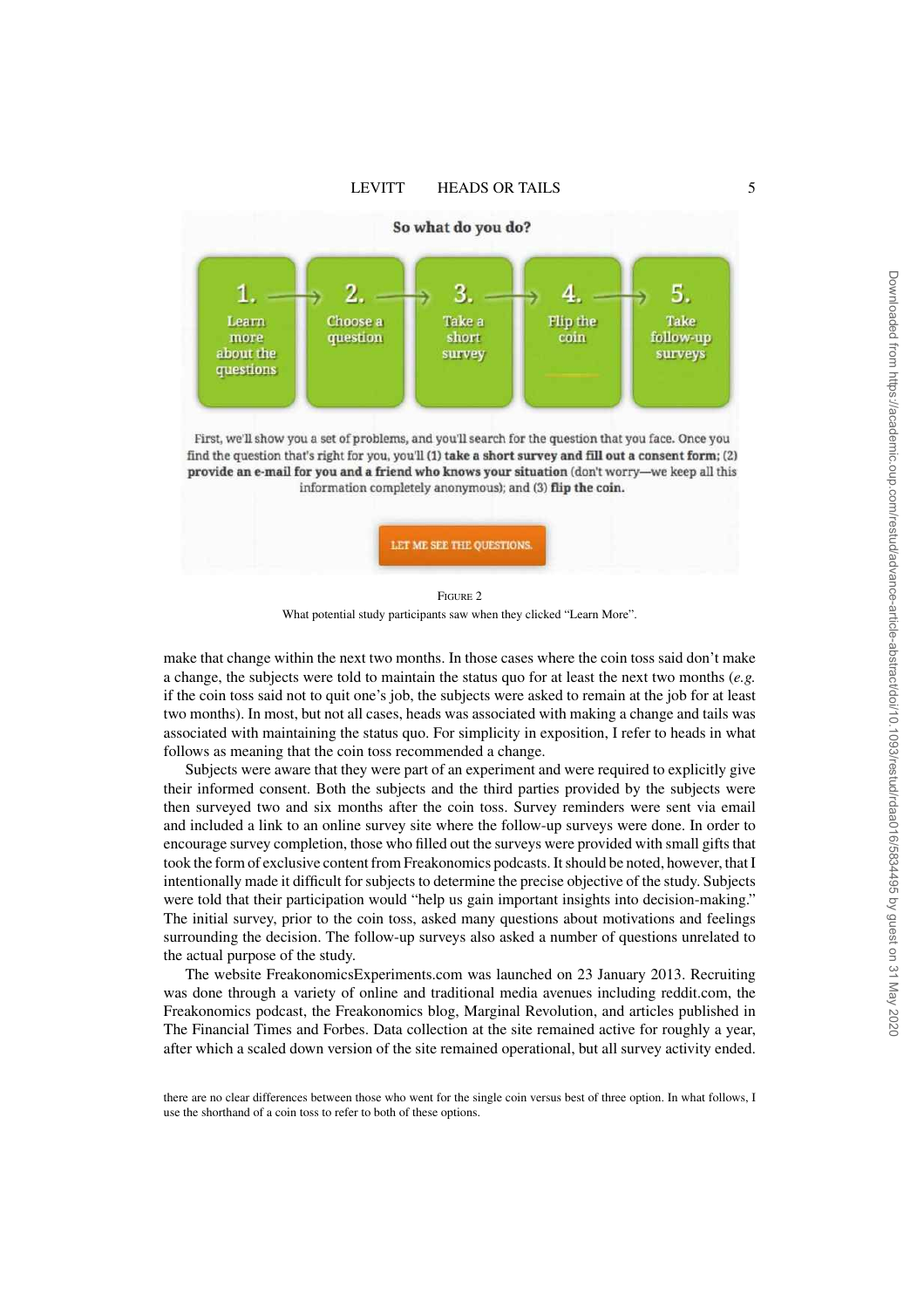FIGURE 2

What potential study participants saw when they clicked "Learn More".

make that change within the next two months. In those cases where the coin toss said don't make a change, the subjects were told to maintain the status quo for at least the next two months (*e.g.* if the coin toss said not to quit one's job, the subjects were asked to remain at the job for at least two months). In most, but not all cases, heads was associated with making a change and tails was associated with maintaining the status quo. For simplicity in exposition, I refer to heads in what follows as meaning that the coin toss recommended a change.

Subjects were aware that they were part of an experiment and were required to explicitly give their informed consent. Both the subjects and the third parties provided by the subjects were then surveyed two and six months after the coin toss. Survey reminders were sent via email and included a link to an online survey site where the follow-up surveys were done. In order to encourage survey completion, those who filled out the surveys were provided with small gifts that took the form of exclusive content from Freakonomics podcasts. It should be noted, however, that I intentionally made it difficult for subjects to determine the precise objective of the study. Subjects were told that their participation would "help us gain important insights into decision-making." The initial survey, prior to the coin toss, asked many questions about motivations and feelings surrounding the decision. The follow-up surveys also asked a number of questions unrelated to the actual purpose of the study.

The website FreakonomicsExperiments.com was launched on 23 January 2013. Recruiting was done through a variety of online and traditional media avenues including reddit.com, the Freakonomics podcast, the Freakonomics blog, Marginal Revolution, and articles published in The Financial Times and Forbes. Data collection at the site remained active for roughly a year, after which a scaled down version of the site remained operational, but all survey activity ended.

there are no clear differences between those who went for the single coin versus best of three option. In what follows, I use the shorthand of a coin toss to refer to both of these options.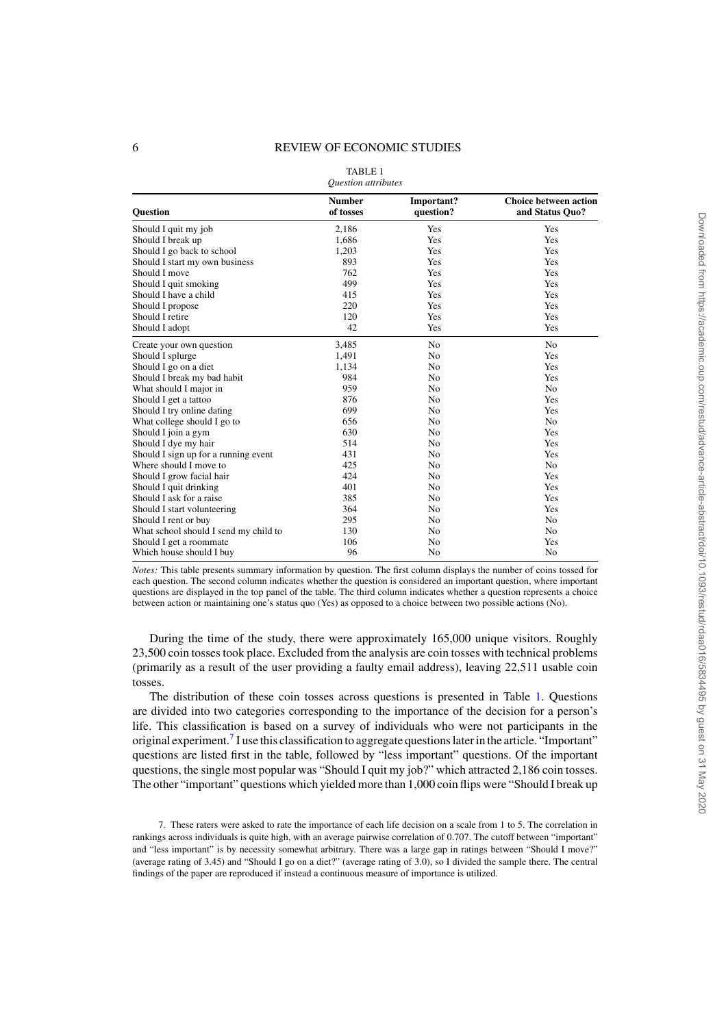TABLE 1
*Question attributes*

| Question | Number of tosses | Important? question? | Choice between action and Status Quo? |
|---|---|---|---|
| Should I quit my job | 2,186 | Yes | Yes |
| Should I break up | 1,686 | Yes | Yes |
| Should I go back to school | 1,203 | Yes | Yes |
| Should I start my own business | 893 | Yes | Yes |
| Should I move | 762 | Yes | Yes |
| Should I quit smoking | 499 | Yes | Yes |
| Should I have a child | 415 | Yes | Yes |
| Should I propose | 220 | Yes | Yes |
| Should I retire | 120 | Yes | Yes |
| Should I adopt | 42 | Yes | Yes |
| Create your own question | 3,485 | No | No |
| Should I splurge | 1,491 | No | Yes |
| Should I go on a diet | 1,134 | No | Yes |
| Should I break my bad habit | 984 | No | Yes |
| What should I major in | 959 | No | No |
| Should I get a tattoo | 876 | No | Yes |
| Should I try online dating | 699 | No | Yes |
| What college should I go to | 656 | No | No |
| Should I join a gym | 630 | No | Yes |
| Should I dye my hair | 514 | No | Yes |
| Should I sign up for a running event | 431 | No | Yes |
| Where should I move to | 425 | No | No |
| Should I grow facial hair | 424 | No | Yes |
| Should I quit drinking | 401 | No | Yes |
| Should I ask for a raise | 385 | No | Yes |
| Should I start volunteering | 364 | No | Yes |
| Should I rent or buy | 295 | No | No |
| What school should I send my child to | 130 | No | No |
| Should I get a roommate | 106 | No | Yes |
| Which house should I buy | 96 | No | No |

*Notes:* This table presents summary information by question. The first column displays the number of coins tossed for each question. The second column indicates whether the question is considered an important question, where important questions are displayed in the top panel of the table. The third column indicates whether a question represents a choice between action or maintaining one's status quo (Yes) as opposed to a choice between two possible actions (No).

During the time of the study, there were approximately 165,000 unique visitors. Roughly 23,500 coin tosses took place. Excluded from the analysis are coin tosses with technical problems (primarily as a result of the user providing a faulty email address), leaving 22,511 usable coin tosses.

The distribution of these coin tosses across questions is presented in Table 1. Questions are divided into two categories corresponding to the importance of the decision for a person's life. This classification is based on a survey of individuals who were not participants in the original experiment.[7] I use this classification to aggregate questions later in the article. "Important" questions are listed first in the table, followed by "less important" questions. Of the important questions, the single most popular was "Should I quit my job?" which attracted 2,186 coin tosses. The other "important" questions which yielded more than 1,000 coin flips were "Should I break up

7. These raters were asked to rate the importance of each life decision on a scale from 1 to 5. The correlation in rankings across individuals is quite high, with an average pairwise correlation of 0.707. The cutoff between "important" and "less important" is by necessity somewhat arbitrary. There was a large gap in ratings between "Should I move?" (average rating of 3.45) and "Should I go on a diet?" (average rating of 3.0), so I divided the sample there. The central findings of the paper are reproduced if instead a continuous measure of importance is utilized.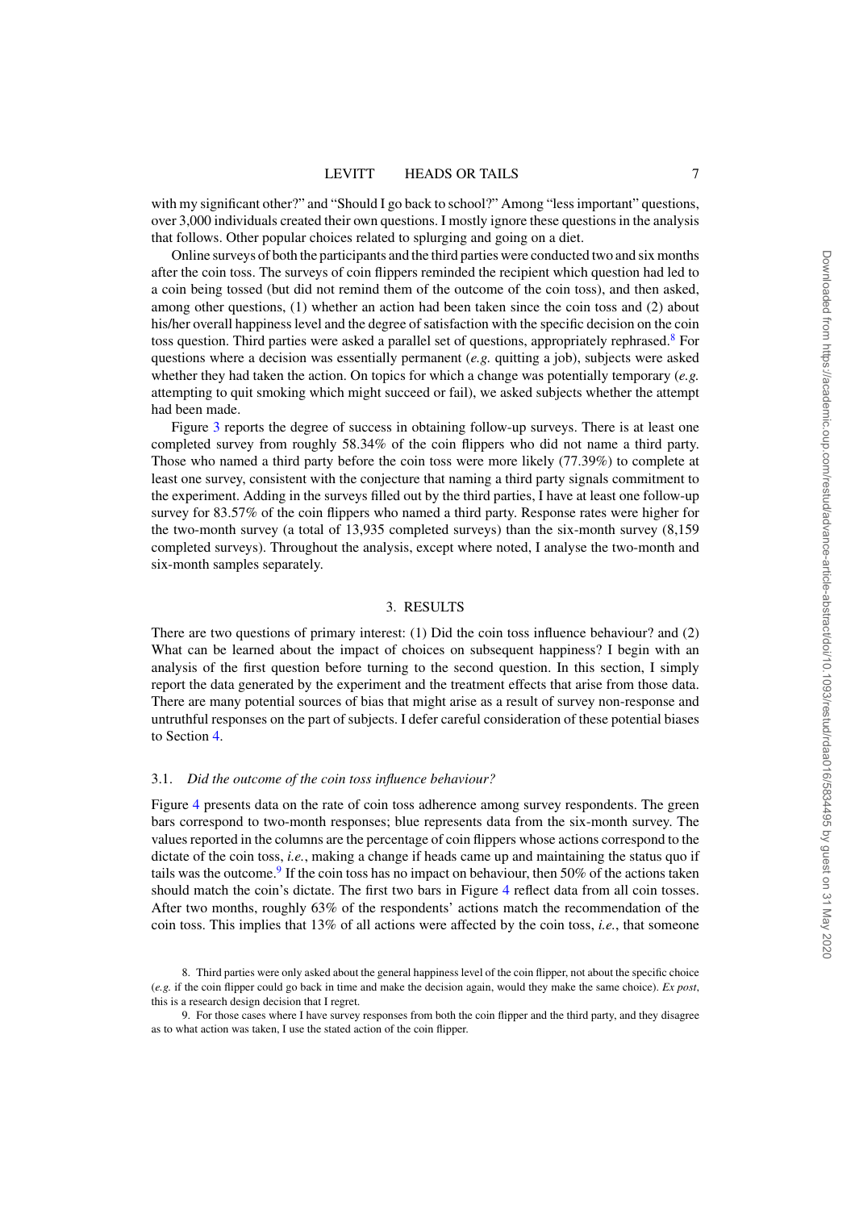with my significant other?" and "Should I go back to school?" Among "less important" questions, over 3,000 individuals created their own questions. I mostly ignore these questions in the analysis that follows. Other popular choices related to splurging and going on a diet.

Online surveys of both the participants and the third parties were conducted two and six months after the coin toss. The surveys of coin flippers reminded the recipient which question had led to a coin being tossed (but did not remind them of the outcome of the coin toss), and then asked, among other questions, (1) whether an action had been taken since the coin toss and (2) about his/her overall happiness level and the degree of satisfaction with the specific decision on the coin toss question. Third parties were asked a parallel set of questions, appropriately rephrased.[8] For questions where a decision was essentially permanent (*e.g.* quitting a job), subjects were asked whether they had taken the action. On topics for which a change was potentially temporary (*e.g.* attempting to quit smoking which might succeed or fail), we asked subjects whether the attempt had been made.

Figure 3 reports the degree of success in obtaining follow-up surveys. There is at least one completed survey from roughly 58.34% of the coin flippers who did not name a third party. Those who named a third party before the coin toss were more likely (77.39%) to complete at least one survey, consistent with the conjecture that naming a third party signals commitment to the experiment. Adding in the surveys filled out by the third parties, I have at least one follow-up survey for 83.57% of the coin flippers who named a third party. Response rates were higher for the two-month survey (a total of 13,935 completed surveys) than the six-month survey (8,159 completed surveys). Throughout the analysis, except where noted, I analyse the two-month and six-month samples separately.

## 3. RESULTS

There are two questions of primary interest: (1) Did the coin toss influence behaviour? and (2) What can be learned about the impact of choices on subsequent happiness? I begin with an analysis of the first question before turning to the second question. In this section, I simply report the data generated by the experiment and the treatment effects that arise from those data. There are many potential sources of bias that might arise as a result of survey non-response and untruthful responses on the part of subjects. I defer careful consideration of these potential biases to Section 4.

### 3.1. *Did the outcome of the coin toss influence behaviour?*

Figure 4 presents data on the rate of coin toss adherence among survey respondents. The green bars correspond to two-month responses; blue represents data from the six-month survey. The values reported in the columns are the percentage of coin flippers whose actions correspond to the dictate of the coin toss, *i.e.*, making a change if heads came up and maintaining the status quo if tails was the outcome.[9] If the coin toss has no impact on behaviour, then 50% of the actions taken should match the coin's dictate. The first two bars in Figure 4 reflect data from all coin tosses. After two months, roughly 63% of the respondents' actions match the recommendation of the coin toss. This implies that 13% of all actions were affected by the coin toss, *i.e.*, that someone

8. Third parties were only asked about the general happiness level of the coin flipper, not about the specific choice (*e.g.* if the coin flipper could go back in time and make the decision again, would they make the same choice). *Ex post*, this is a research design decision that I regret.

9. For those cases where I have survey responses from both the coin flipper and the third party, and they disagree as to what action was taken, I use the stated action of the coin flipper.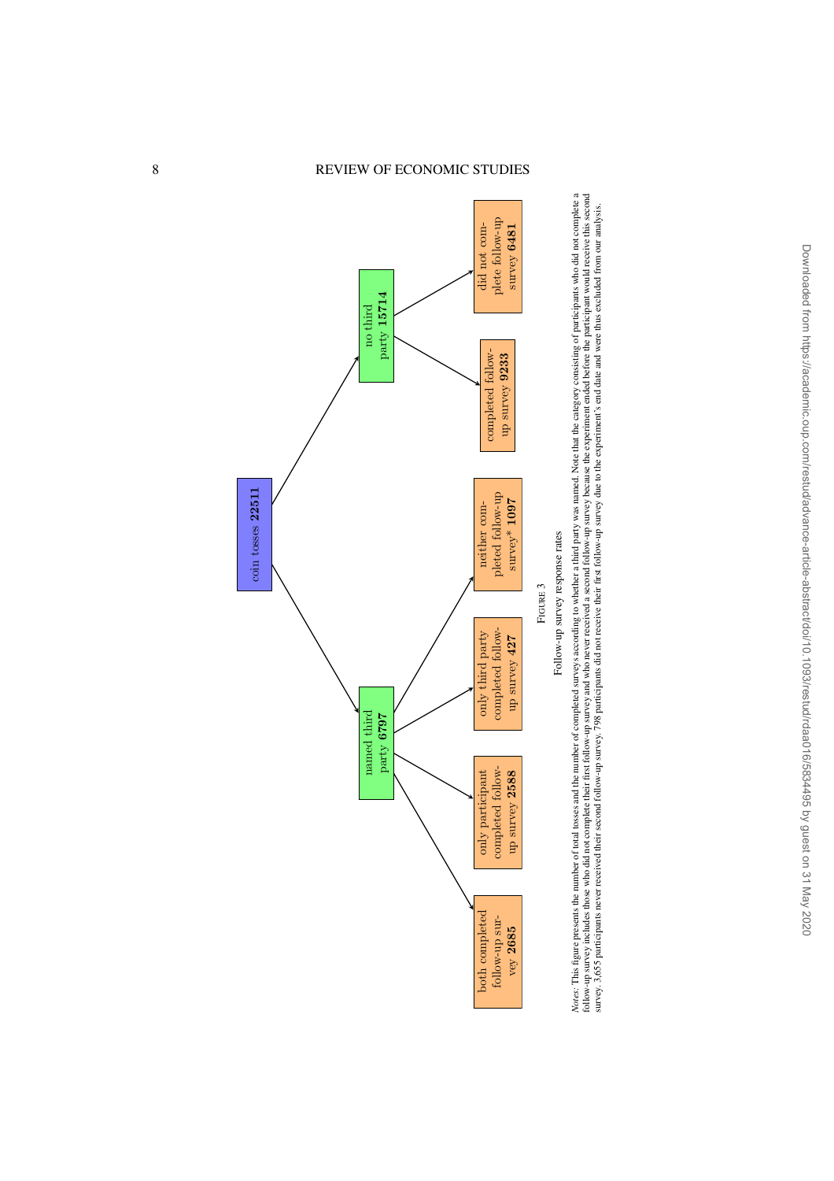coin tosses **22511**

named third party **6797**

- both completed follow-up survey **2685**
- only participant completed follow-up survey **2588**
- only third party completed follow-up survey **427**
- neither completed follow-up survey* **1097**

no third party **15714**

- completed follow-up survey **9233**
- did not complete follow-up survey **6481**

FIGURE 3

Follow-up survey response rates

*Notes*: This figure presents the number of total tosses and the number of completed surveys according to whether a third party was named. Note that the category consisting of participants who did not complete a follow-up survey includes those who did not complete their first follow-up survey and who never received a second follow-up survey because the experiment ended before the participant would receive this second survey. 3,655 participants never received their second follow-up survey. 798 participants did not receive their first follow-up survey due to the experiment's end date and were thus excluded from our analysis.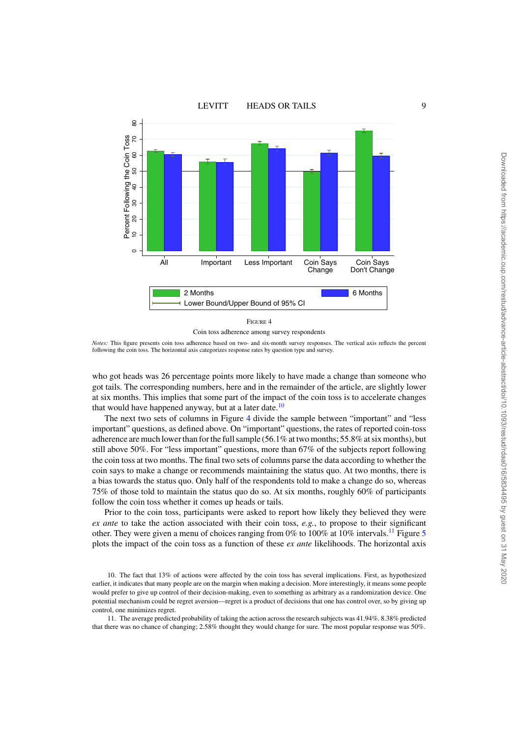FIGURE 4

Coin toss adherence among survey respondents

*Notes:* This figure presents coin toss adherence based on two- and six-month survey responses. The vertical axis reflects the percent following the coin toss. The horizontal axis categorizes response rates by question type and survey.

who got heads was 26 percentage points more likely to have made a change than someone who got tails. The corresponding numbers, here and in the remainder of the article, are slightly lower at six months. This implies that some part of the impact of the coin toss is to accelerate changes that would have happened anyway, but at a later date.[10]

The next two sets of columns in Figure 4 divide the sample between "important" and "less important" questions. On "important" questions, as defined above. On "important" questions, the rates of reported coin-toss adherence are much lower than for the full sample (56.1% at two months; 55.8% at six months), but still above 50%. For "less important" questions, more than 67% of the subjects report following the coin toss at two months. The final two sets of columns parse the data according to whether the coin says to make a change or recommends maintaining the status quo. At two months, there is a bias towards the status quo. Only half of the respondents told to make a change do so, whereas 75% of those told to maintain the status quo do so. At six months, roughly 60% of participants follow the coin toss whether it comes up heads or tails.

Prior to the coin toss, participants were asked to report how likely they believed they were *ex ante* to take the action associated with their coin toss, *e.g.*, to propose to their significant other. They were given a menu of choices ranging from 0% to 100% at 10% intervals.[11] Figure 5 plots the impact of the coin toss as a function of these *ex ante* likelihoods. The horizontal axis

10. The fact that 13% of actions were affected by the coin toss has several implications. First, as hypothesized earlier, it indicates that many people are on the margin when making a decision. More interestingly, it means some people would prefer to give up control of their decision-making, even to something as arbitrary as a randomization device. One potential mechanism could be regret aversion—regret is a product of decisions that one has control over, so by giving up control, one minimizes regret.

11. The average predicted probability of taking the action across the research subjects was 41.94%. 8.38% predicted that there was no chance of changing; 2.58% thought they would change for sure. The most popular response was 50%.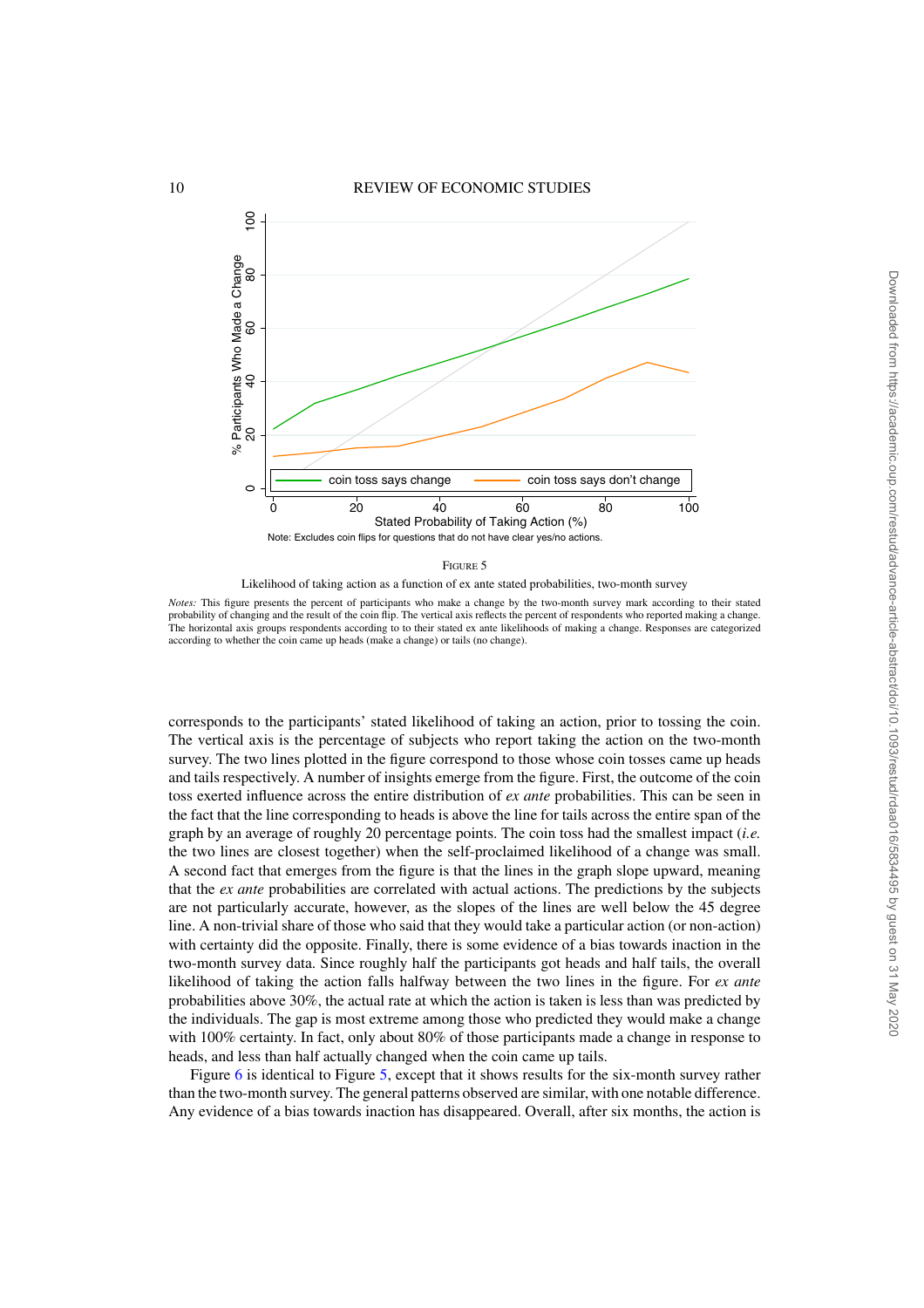% Participants Who Made a Change

0 20 40 60 80 100

coin toss says change

coin toss says don't change

0 20 40 60 80 100

Stated Probability of Taking Action (%)

Note: Excludes coin flips for questions that do not have clear yes/no actions.

FIGURE 5

Likelihood of taking action as a function of ex ante stated probabilities, two-month survey

*Notes:* This figure presents the percent of participants who make a change by the two-month survey mark according to their stated probability of changing and the result of the coin flip. The vertical axis reflects the percent of respondents who reported making a change. The horizontal axis groups respondents according to to their stated ex ante likelihoods of making a change. Responses are categorized according to whether the coin came up heads (make a change) or tails (no change).

corresponds to the participants' stated likelihood of taking an action, prior to tossing the coin. The vertical axis is the percentage of subjects who report taking the action on the two-month survey. The two lines plotted in the figure correspond to those whose coin tosses came up heads and tails respectively. A number of insights emerge from the figure. First, the outcome of the coin toss exerted influence across the entire distribution of *ex ante* probabilities. This can be seen in the fact that the line corresponding to heads is above the line for tails across the entire span of the graph by an average of roughly 20 percentage points. The coin toss had the smallest impact (*i.e.* the two lines are closest together) when the self-proclaimed likelihood of a change was small. A second fact that emerges from the figure is that the lines in the graph slope upward, meaning that the *ex ante* probabilities are correlated with actual actions. The predictions by the subjects are not particularly accurate, however, as the slopes of the lines are well below the 45 degree line. A non-trivial share of those who said that they would take a particular action (or non-action) with certainty did the opposite. Finally, there is some evidence of a bias towards inaction in the two-month survey data. Since roughly half the participants got heads and half tails, the overall likelihood of taking the action falls halfway between the two lines in the figure. For *ex ante* probabilities above 30%, the actual rate at which the action is taken is less than was predicted by the individuals. The gap is most extreme among those who predicted they would make a change with 100% certainty. In fact, only about 80% of those participants made a change in response to heads, and less than half actually changed when the coin came up tails.

Figure 6 is identical to Figure 5, except that it shows results for the six-month survey rather than the two-month survey. The general patterns observed are similar, with one notable difference. Any evidence of a bias towards inaction has disappeared. Overall, after six months, the action is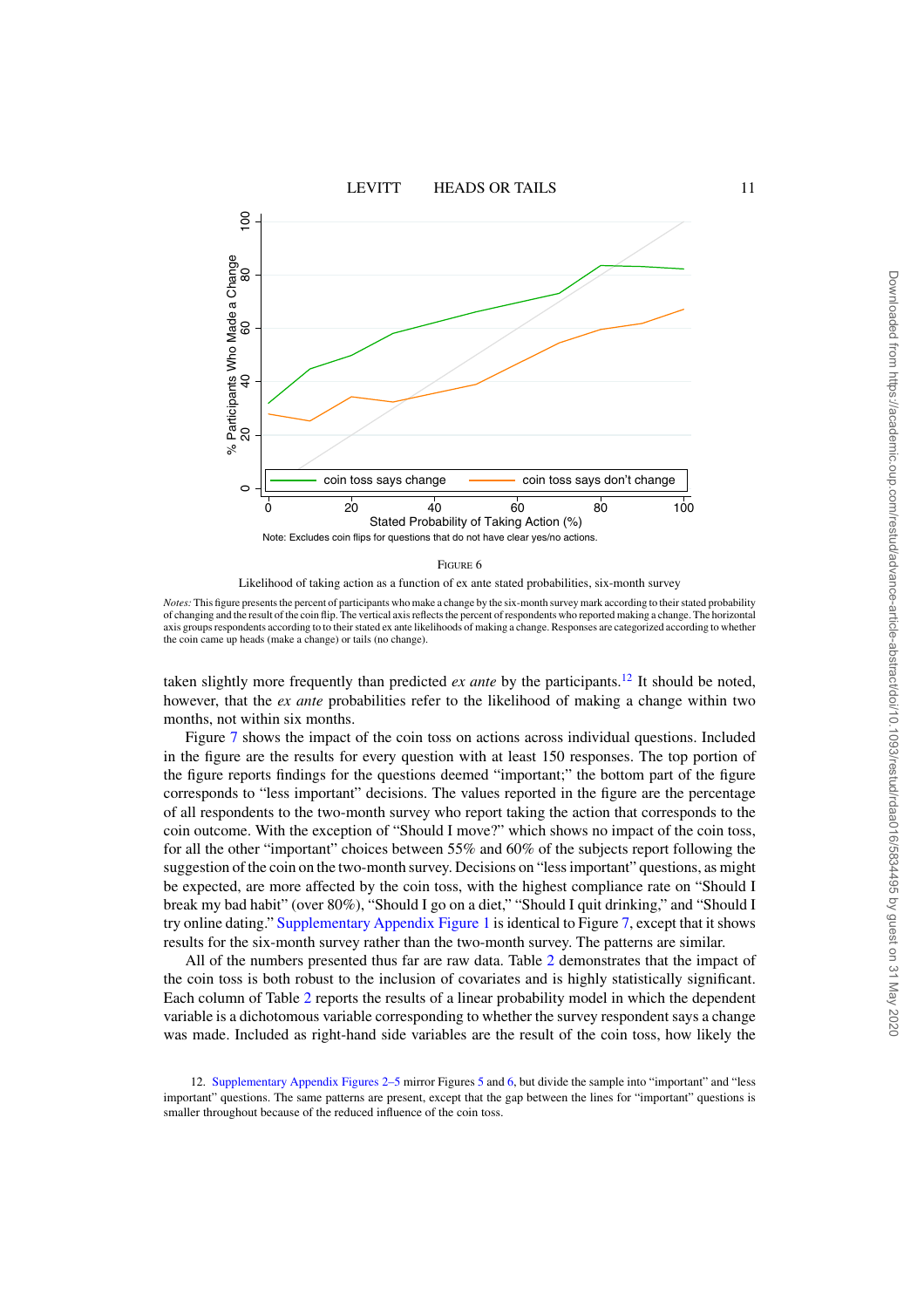FIGURE 6

Likelihood of taking action as a function of ex ante stated probabilities, six-month survey

*Notes:* This figure presents the percent of participants who make a change by the six-month survey mark according to their stated probability of changing and the result of the coin flip. The vertical axis reflects the percent of respondents who reported making a change. The horizontal axis groups respondents according to to their stated ex ante likelihoods of making a change. Responses are categorized according to whether the coin came up heads (make a change) or tails (no change).

taken slightly more frequently than predicted *ex ante* by the participants.[12] It should be noted, however, that the *ex ante* probabilities refer to the likelihood of making a change within two months, not within six months.

Figure 7 shows the impact of the coin toss on actions across individual questions. Included in the figure are the results for every question with at least 150 responses. The top portion of the figure reports findings for the questions deemed "important;" the bottom part of the figure corresponds to "less important" decisions. The values reported in the figure are the percentage of all respondents to the two-month survey who report taking the action that corresponds to the coin outcome. With the exception of "Should I move?" which shows no impact of the coin toss, for all the other "important" choices between 55% and 60% of the subjects report following the suggestion of the coin on the two-month survey. Decisions on "less important" questions, as might be expected, are more affected by the coin toss, with the highest compliance rate on "Should I break my bad habit" (over 80%), "Should I go on a diet," "Should I quit drinking," and "Should I try online dating." Supplementary Appendix Figure 1 is identical to Figure 7, except that it shows results for the six-month survey rather than the two-month survey. The patterns are similar.

All of the numbers presented thus far are raw data. Table 2 demonstrates that the impact of the coin toss is both robust to the inclusion of covariates and is highly statistically significant. Each column of Table 2 reports the results of a linear probability model in which the dependent variable is a dichotomous variable corresponding to whether the survey respondent says a change was made. Included as right-hand side variables are the result of the coin toss, how likely the

12. Supplementary Appendix Figures 2–5 mirror Figures 5 and 6, but divide the sample into "important" and "less important" questions. The same patterns are present, except that the gap between the lines for "important" questions is smaller throughout because of the reduced influence of the coin toss.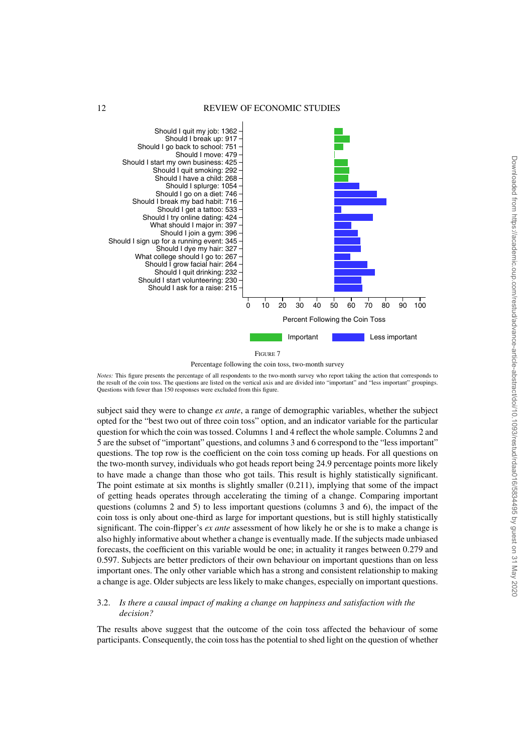Figure 7

Percentage following the coin toss, two-month survey

*Notes:* This figure presents the percentage of all respondents to the two-month survey who report taking the action that corresponds to the result of the coin toss. The questions are listed on the vertical axis and are divided into "important" and "less important" groupings. Questions with fewer than 150 responses were excluded from this figure.

subject said they were to change *ex ante*, a range of demographic variables, whether the subject opted for the "best two out of three coin toss" option, and an indicator variable for the particular question for which the coin was tossed. Columns 1 and 4 reflect the whole sample. Columns 2 and 5 are the subset of "important" questions, and columns 3 and 6 correspond to the "less important" questions. The top row is the coefficient on the coin toss coming up heads. For all questions on the two-month survey, individuals who got heads report being 24.9 percentage points more likely to have made a change than those who got tails. This result is highly statistically significant. The point estimate at six months is slightly smaller (0.211), implying that some of the impact of getting heads operates through accelerating the timing of a change. Comparing important questions (columns 2 and 5) to less important questions (columns 3 and 6), the impact of the coin toss is only about one-third as large for important questions, but is still highly statistically significant. The coin-flipper's *ex ante* assessment of how likely he or she is to make a change is also highly informative about whether a change is eventually made. If the subjects made unbiased forecasts, the coefficient on this variable would be one; in actuality it ranges between 0.279 and 0.597. Subjects are better predictors of their own behaviour on important questions than on less important ones. The only other variable which has a strong and consistent relationship to making a change is age. Older subjects are less likely to make changes, especially on important questions.

### 3.2. *Is there a causal impact of making a change on happiness and satisfaction with the decision?*

The results above suggest that the outcome of the coin toss affected the behaviour of some participants. Consequently, the coin toss has the potential to shed light on the question of whether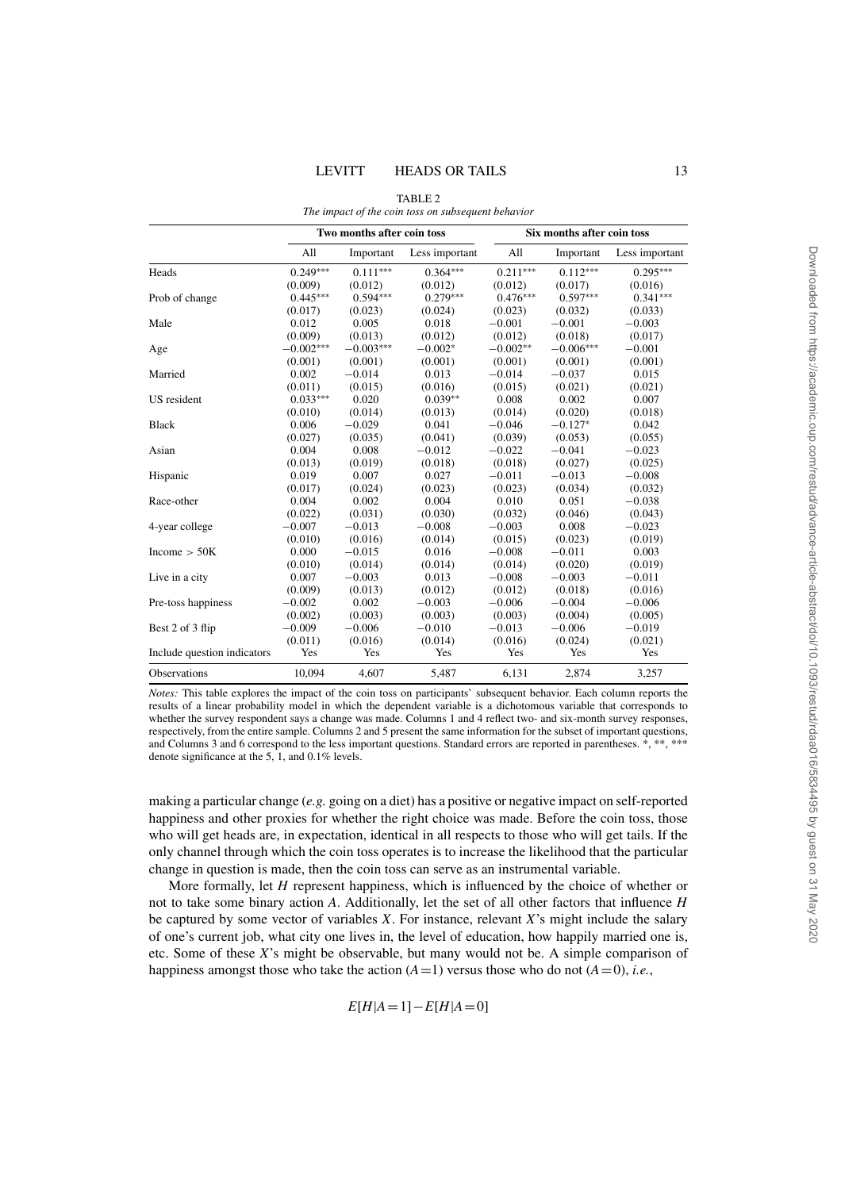TABLE 2

*The impact of the coin toss on subsequent behavior*

| | Two months after coin toss | | | Six months after coin toss | | |
|---|---|---|---|---|---|---|
| | All | Important | Less important | All | Important | Less important |
| Heads | 0.249*** | 0.111*** | 0.364*** | 0.211*** | 0.112*** | 0.295*** |
| | (0.009) | (0.012) | (0.012) | (0.012) | (0.017) | (0.016) |
| Prob of change | 0.445*** | 0.594*** | 0.279*** | 0.476*** | 0.597*** | 0.341*** |
| | (0.017) | (0.023) | (0.024) | (0.023) | (0.032) | (0.033) |
| Male | 0.012 | 0.005 | 0.018 | −0.001 | −0.001 | −0.003 |
| | (0.009) | (0.013) | (0.012) | (0.012) | (0.018) | (0.017) |
| Age | −0.002*** | −0.003*** | −0.002* | −0.002** | −0.006*** | −0.001 |
| | (0.001) | (0.001) | (0.001) | (0.001) | (0.001) | (0.001) |
| Married | 0.002 | −0.014 | 0.013 | −0.014 | −0.037 | 0.015 |
| | (0.011) | (0.015) | (0.016) | (0.015) | (0.021) | (0.021) |
| US resident | 0.033*** | 0.020 | 0.039** | 0.008 | 0.002 | 0.007 |
| | (0.010) | (0.014) | (0.013) | (0.014) | (0.020) | (0.018) |
| Black | 0.006 | −0.029 | 0.041 | −0.046 | −0.127* | 0.042 |
| | (0.027) | (0.035) | (0.041) | (0.039) | (0.053) | (0.055) |
| Asian | 0.004 | 0.008 | −0.012 | −0.022 | −0.041 | −0.023 |
| | (0.013) | (0.019) | (0.018) | (0.018) | (0.027) | (0.025) |
| Hispanic | 0.019 | 0.007 | 0.027 | −0.011 | −0.013 | −0.008 |
| | (0.017) | (0.024) | (0.023) | (0.023) | (0.034) | (0.032) |
| Race-other | 0.004 | 0.002 | 0.004 | 0.010 | 0.051 | −0.038 |
| | (0.022) | (0.031) | (0.030) | (0.032) | (0.046) | (0.043) |
| 4-year college | −0.007 | −0.013 | −0.008 | −0.003 | 0.008 | −0.023 |
| | (0.010) | (0.016) | (0.014) | (0.015) | (0.023) | (0.019) |
| Income > 50K | 0.000 | −0.015 | 0.016 | −0.008 | −0.011 | 0.003 |
| | (0.010) | (0.014) | (0.014) | (0.014) | (0.020) | (0.019) |
| Live in a city | 0.007 | −0.003 | 0.013 | −0.008 | −0.003 | −0.011 |
| | (0.009) | (0.013) | (0.012) | (0.012) | (0.018) | (0.016) |
| Pre-toss happiness | −0.002 | 0.002 | −0.003 | −0.006 | −0.004 | −0.006 |
| | (0.002) | (0.003) | (0.003) | (0.003) | (0.004) | (0.005) |
| Best 2 of 3 flip | −0.009 | −0.006 | −0.010 | −0.013 | −0.006 | −0.019 |
| | (0.011) | (0.016) | (0.014) | (0.016) | (0.024) | (0.021) |
| Include question indicators | Yes | Yes | Yes | Yes | Yes | Yes |
| Observations | 10,094 | 4,607 | 5,487 | 6,131 | 2,874 | 3,257 |

*Notes:* This table explores the impact of the coin toss on participants' subsequent behavior. Each column reports the results of a linear probability model in which the dependent variable is a dichotomous variable that corresponds to whether the survey respondent says a change was made. Columns 1 and 4 reflect two- and six-month survey responses, respectively, from the entire sample. Columns 2 and 5 present the same information for the subset of important questions, and Columns 3 and 6 correspond to the less important questions. Standard errors are reported in parentheses. *, **, *** denote significance at the 5, 1, and 0.1% levels.

making a particular change (*e.g.* going on a diet) has a positive or negative impact on self-reported happiness and other proxies for whether the right choice was made. Before the coin toss, those who will get heads are, in expectation, identical in all respects to those who will get tails. If the only channel through which the coin toss operates is to increase the likelihood that the particular change in question is made, then the coin toss can serve as an instrumental variable.

More formally, let $H$ represent happiness, which is influenced by the choice of whether or not to take some binary action $A$. Additionally, let the set of all other factors that influence $H$ be captured by some vector of variables $X$. For instance, relevant $X$'s might include the salary of one's current job, what city one lives in, the level of education, how happily married one is, etc. Some of these $X$'s might be observable, but many would not be. A simple comparison of happiness amongst those who take the action ($A=1$) versus those who do not ($A=0$), *i.e.*,

$$E[H|A=1]-E[H|A=0]$$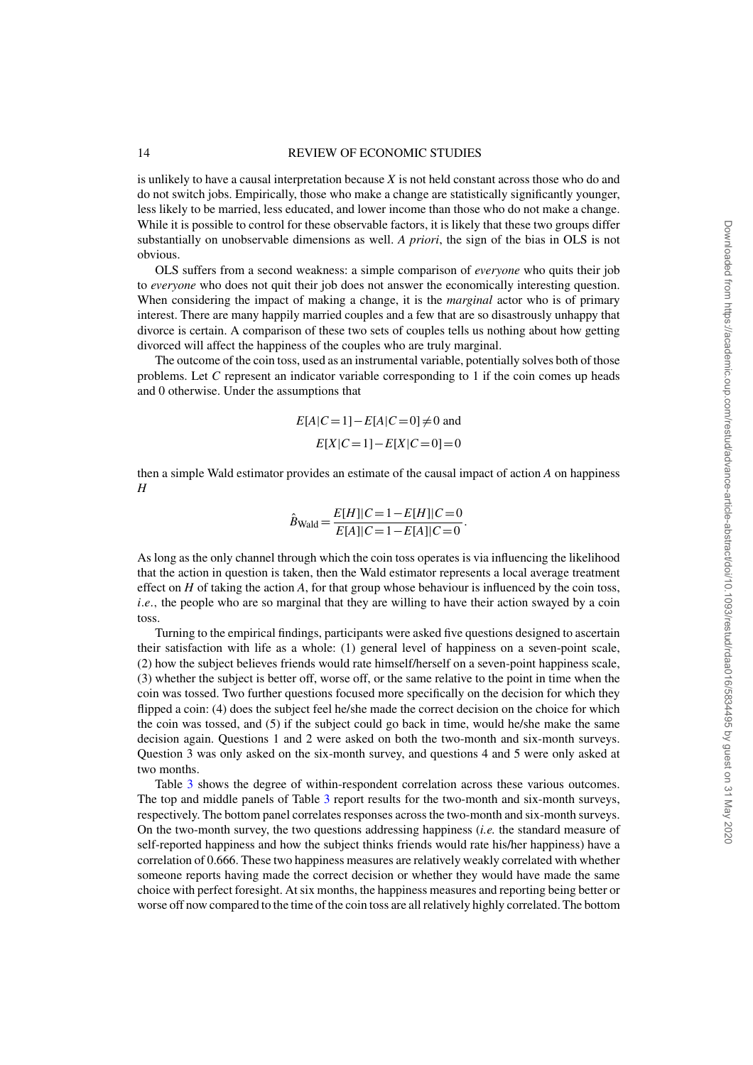is unlikely to have a causal interpretation because $X$ is not held constant across those who do and do not switch jobs. Empirically, those who make a change are statistically significantly younger, less likely to be married, less educated, and lower income than those who do not make a change. While it is possible to control for these observable factors, it is likely that these two groups differ substantially on unobservable dimensions as well. *A priori*, the sign of the bias in OLS is not obvious.

OLS suffers from a second weakness: a simple comparison of *everyone* who quits their job to *everyone* who does not quit their job does not answer the economically interesting question. When considering the impact of making a change, it is the *marginal* actor who is of primary interest. There are many happily married couples and a few that are so disastrously unhappy that divorce is certain. A comparison of these two sets of couples tells us nothing about how getting divorced will affect the happiness of the couples who are truly marginal.

The outcome of the coin toss, used as an instrumental variable, potentially solves both of those problems. Let $C$ represent an indicator variable corresponding to 1 if the coin comes up heads and 0 otherwise. Under the assumptions that

$$E[A|C=1]-E[A|C=0]\neq 0 \text{ and}$$
$$E[X|C=1]-E[X|C=0]=0$$

then a simple Wald estimator provides an estimate of the causal impact of action $A$ on happiness $H$

$$\hat{B}_{\text{Wald}}=\frac{E[H]|C=1-E[H]|C=0}{E[A]|C=1-E[A]|C=0}.$$

As long as the only channel through which the coin toss operates is via influencing the likelihood that the action in question is taken, then the Wald estimator represents a local average treatment effect on $H$ of taking the action $A$, for that group whose behaviour is influenced by the coin toss, *i.e.*, the people who are so marginal that they are willing to have their action swayed by a coin toss.

Turning to the empirical findings, participants were asked five questions designed to ascertain their satisfaction with life as a whole: (1) general level of happiness on a seven-point scale, (2) how the subject believes friends would rate himself/herself on a seven-point happiness scale, (3) whether the subject is better off, worse off, or the same relative to the point in time when the coin was tossed. Two further questions focused more specifically on the decision for which they flipped a coin: (4) does the subject feel he/she made the correct decision on the choice for which the coin was tossed, and (5) if the subject could go back in time, would he/she make the same decision again. Questions 1 and 2 were asked on both the two-month and six-month surveys. Question 3 was only asked on the six-month survey, and questions 4 and 5 were only asked at two months.

Table 3 shows the degree of within-respondent correlation across these various outcomes. The top and middle panels of Table 3 report results for the two-month and six-month surveys, respectively. The bottom panel correlates responses across the two-month and six-month surveys. On the two-month survey, the two questions addressing happiness (*i.e.* the standard measure of self-reported happiness and how the subject thinks friends would rate his/her happiness) have a correlation of 0.666. These two happiness measures are relatively weakly correlated with whether someone reports having made the correct decision or whether they would have made the same choice with perfect foresight. At six months, the happiness measures and reporting being better or worse off now compared to the time of the coin toss are all relatively highly correlated. The bottom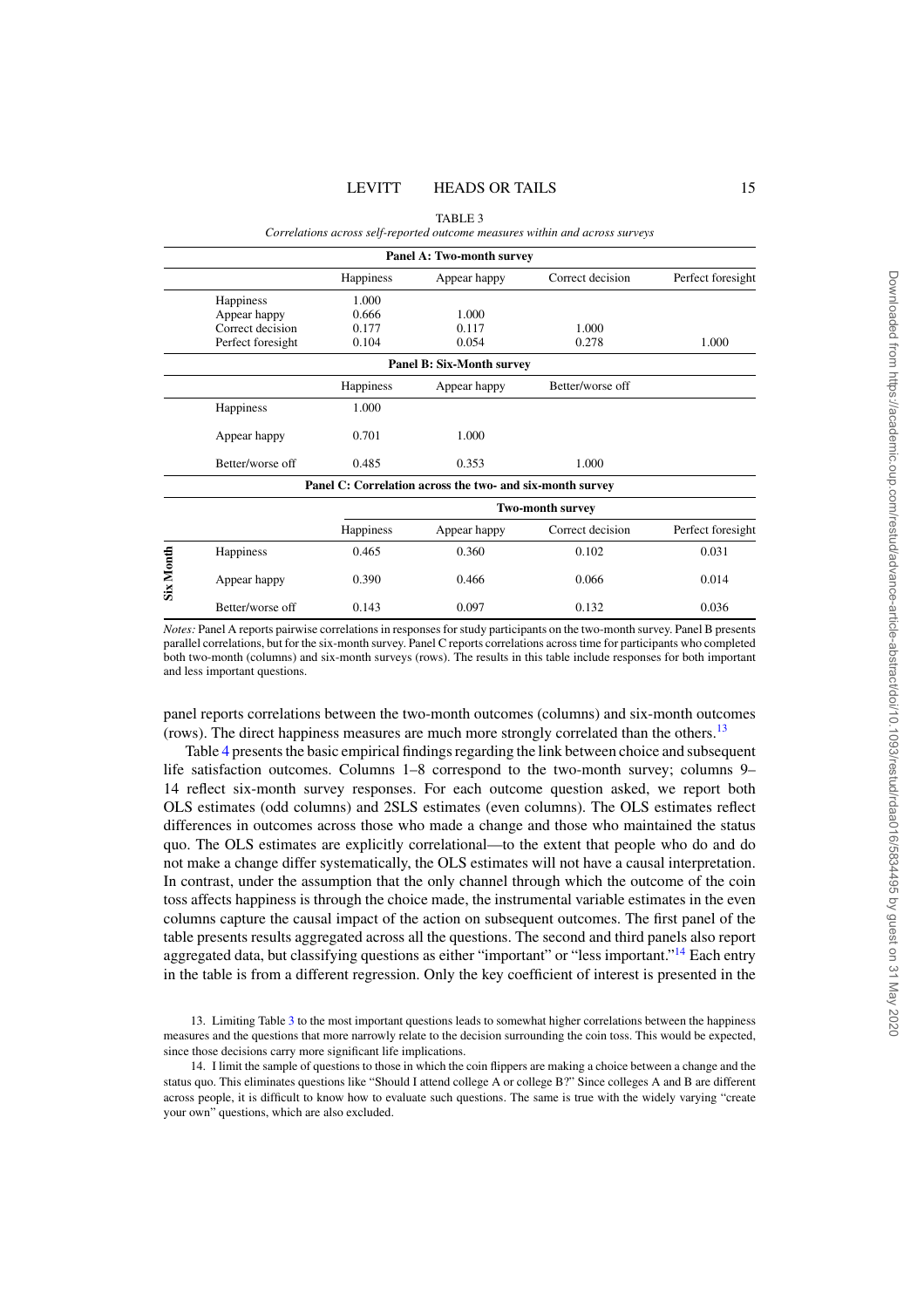TABLE 3

*Correlations across self-reported outcome measures within and across surveys*

| | | | | |
|---|---|---|---|---|
| **Panel A: Two-month survey** | | | | |
| | Happiness | Appear happy | Correct decision | Perfect foresight |
| Happiness | 1.000 | | | |
| Appear happy | 0.666 | 1.000 | | |
| Correct decision | 0.177 | 0.117 | 1.000 | |
| Perfect foresight | 0.104 | 0.054 | 0.278 | 1.000 |
| **Panel B: Six-Month survey** | | | | |
| | Happiness | Appear happy | Better/worse off | |
| Happiness | 1.000 | | | |
| Appear happy | 0.701 | 1.000 | | |
| Better/worse off | 0.485 | 0.353 | 1.000 | |
| **Panel C: Correlation across the two- and six-month survey** | | | | |
| | **Two-month survey** | | | |
| **Six Month** | Happiness | Appear happy | Correct decision | Perfect foresight |
| Happiness | 0.465 | 0.360 | 0.102 | 0.031 |
| Appear happy | 0.390 | 0.466 | 0.066 | 0.014 |
| Better/worse off | 0.143 | 0.097 | 0.132 | 0.036 |

*Notes:* Panel A reports pairwise correlations in responses for study participants on the two-month survey. Panel B presents parallel correlations, but for the six-month survey. Panel C reports correlations across time for participants who completed both two-month (columns) and six-month surveys (rows). The results in this table include responses for both important and less important questions.

panel reports correlations between the two-month outcomes (columns) and six-month outcomes (rows). The direct happiness measures are much more strongly correlated than the others.[13]

Table 4 presents the basic empirical findings regarding the link between choice and subsequent life satisfaction outcomes. Columns 1–8 correspond to the two-month survey; columns 9–14 reflect six-month survey responses. For each outcome question asked, we report both OLS estimates (odd columns) and 2SLS estimates (even columns). The OLS estimates reflect differences in outcomes across those who made a change and those who maintained the status quo. The OLS estimates are explicitly correlational—to the extent that people who do and do not make a change differ systematically, the OLS estimates will not have a causal interpretation. In contrast, under the assumption that the only channel through which the outcome of the coin toss affects happiness is through the choice made, the instrumental variable estimates in the even columns capture the causal impact of the action on subsequent outcomes. The first panel of the table presents results aggregated across all the questions. The second and third panels also report aggregated data, but classifying questions as either "important" or "less important."[14] Each entry in the table is from a different regression. Only the key coefficient of interest is presented in the

13. Limiting Table 3 to the most important questions leads to somewhat higher correlations between the happiness measures and the questions that more narrowly relate to the decision surrounding the coin toss. This would be expected, since those decisions carry more significant life implications.

14. I limit the sample of questions to those in which the coin flippers are making a choice between a change and the status quo. This eliminates questions like "Should I attend college A or college B?" Since colleges A and B are different across people, it is difficult to know how to evaluate such questions. The same is true with the widely varying "create your own" questions, which are also excluded.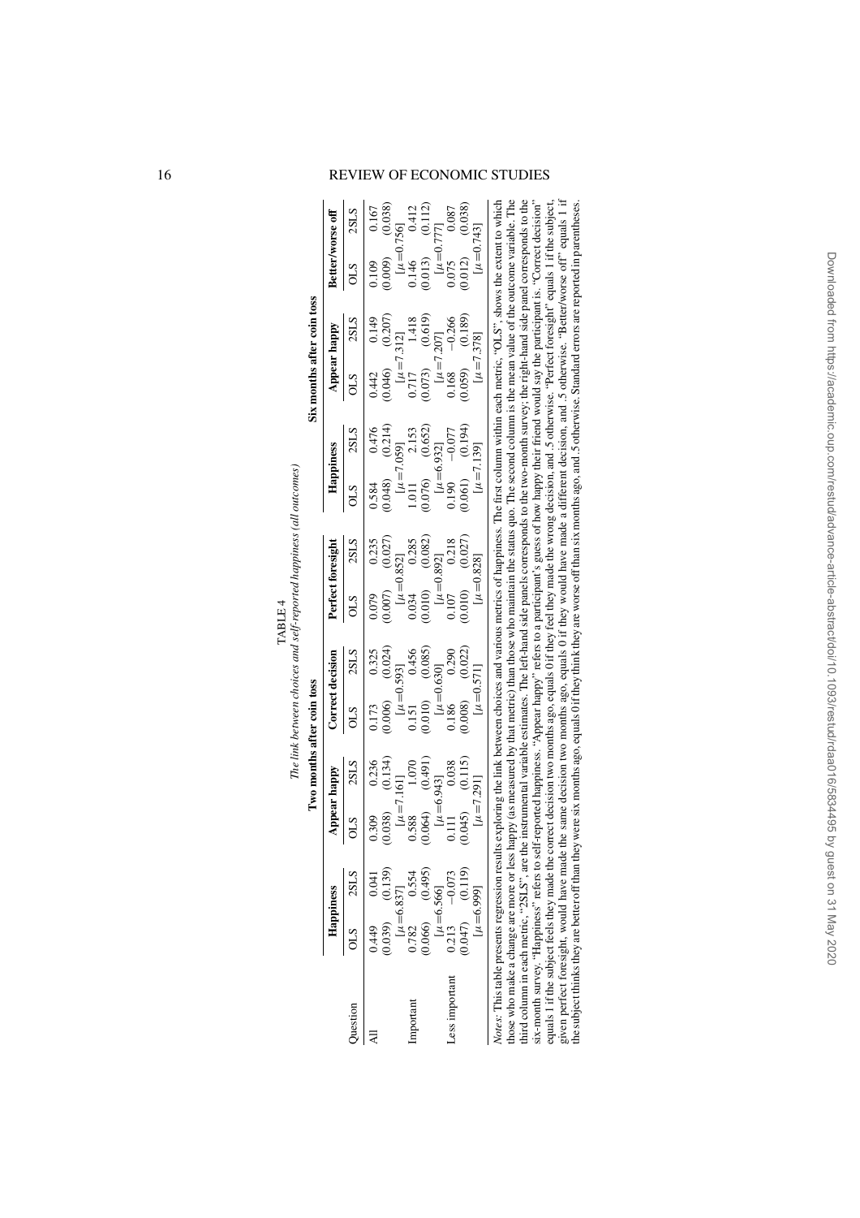TABLE 4

*The link between choices and self-reported happiness (all outcomes)*

| | Two months after coin toss | | | | | | | | Six months after coin toss | | | | | |
|---|---|---|---|---|---|---|---|---|---|---|---|---|---|---|
| | Happiness | | Appear happy | | Correct decision | | Perfect foresight | | Happiness | | Appear happy | | Better/worse off | |
| Question | OLS | 2SLS | OLS | 2SLS | OLS | 2SLS | OLS | 2SLS | OLS | 2SLS | OLS | 2SLS | OLS | 2SLS |
| All | 0.449 | 0.041 | 0.309 | 0.236 | 0.173 | 0.325 | 0.079 | 0.235 | 0.584 | 0.476 | 0.442 | 0.149 | 0.109 | 0.167 |
| | (0.039) | (0.139) | (0.038) | (0.134) | (0.006) | (0.024) | (0.007) | (0.027) | (0.048) | (0.214) | (0.046) | (0.207) | (0.009) | (0.038) |
| | [$\mu$=6.837] | | [$\mu$=7.161] | | [$\mu$=0.593] | | [$\mu$=0.852] | | [$\mu$=7.059] | | [$\mu$=7.312] | | [$\mu$=0.756] | |
| Important | 0.782 | 0.554 | 0.588 | 1.070 | 0.151 | 0.456 | 0.034 | 0.285 | 1.011 | 2.153 | 0.717 | 1.418 | 0.146 | 0.412 |
| | (0.066) | (0.495) | (0.064) | (0.491) | (0.010) | (0.085) | (0.010) | (0.082) | (0.076) | (0.652) | (0.073) | (0.619) | (0.013) | (0.112) |
| | [$\mu$=6.566] | | [$\mu$=6.943] | | [$\mu$=0.630] | | [$\mu$=0.892] | | [$\mu$=6.932] | | [$\mu$=7.207] | | [$\mu$=0.777] | |
| Less important | 0.213 | −0.073 | 0.111 | 0.038 | 0.186 | 0.290 | 0.107 | 0.218 | 0.190 | −0.077 | 0.168 | −0.266 | 0.075 | 0.087 |
| | (0.047) | (0.119) | (0.045) | (0.115) | (0.008) | (0.022) | (0.010) | (0.027) | (0.061) | (0.194) | (0.059) | (0.189) | (0.012) | (0.038) |
| | [$\mu$=6.999] | | [$\mu$=7.291] | | [$\mu$=0.571] | | [$\mu$=0.828] | | [$\mu$=7.139] | | [$\mu$=7.378] | | [$\mu$=0.743] | |

*Notes:* This table presents regression results exploring the link between choices and various metrics of happiness. The first column within each metric, "OLS", shows the extent to which those who make a change are more or less happy (as measured by that metric) than those who maintain the status quo. The second column is the mean value of the outcome variable. The third column in each metric, "2SLS", are the instrumental variable estimates. The left-hand side panels corresponds to the two-month survey; the right-hand side panel corresponds to the six-month survey. "Happiness" refers to self-reported happiness. "Appear happy" refers to a participant's guess of how happy their friend would say the participant is. "Correct decision" equals 1 if the subject feels they made the correct decision two months ago, equals 0 if they feel they made the wrong decision, and .5 otherwise. "Perfect foresight" equals 1 if the subject, given perfect foresight, would have made the same decision two months ago, equals 0 if they would have made a different decision, and .5 otherwise. "Better/worse off" equals 1 if the subject thinks they are better off than they were six months ago, equals 0 if they think they are worse off than six months ago, and .5 otherwise. Standard errors are reported in parentheses.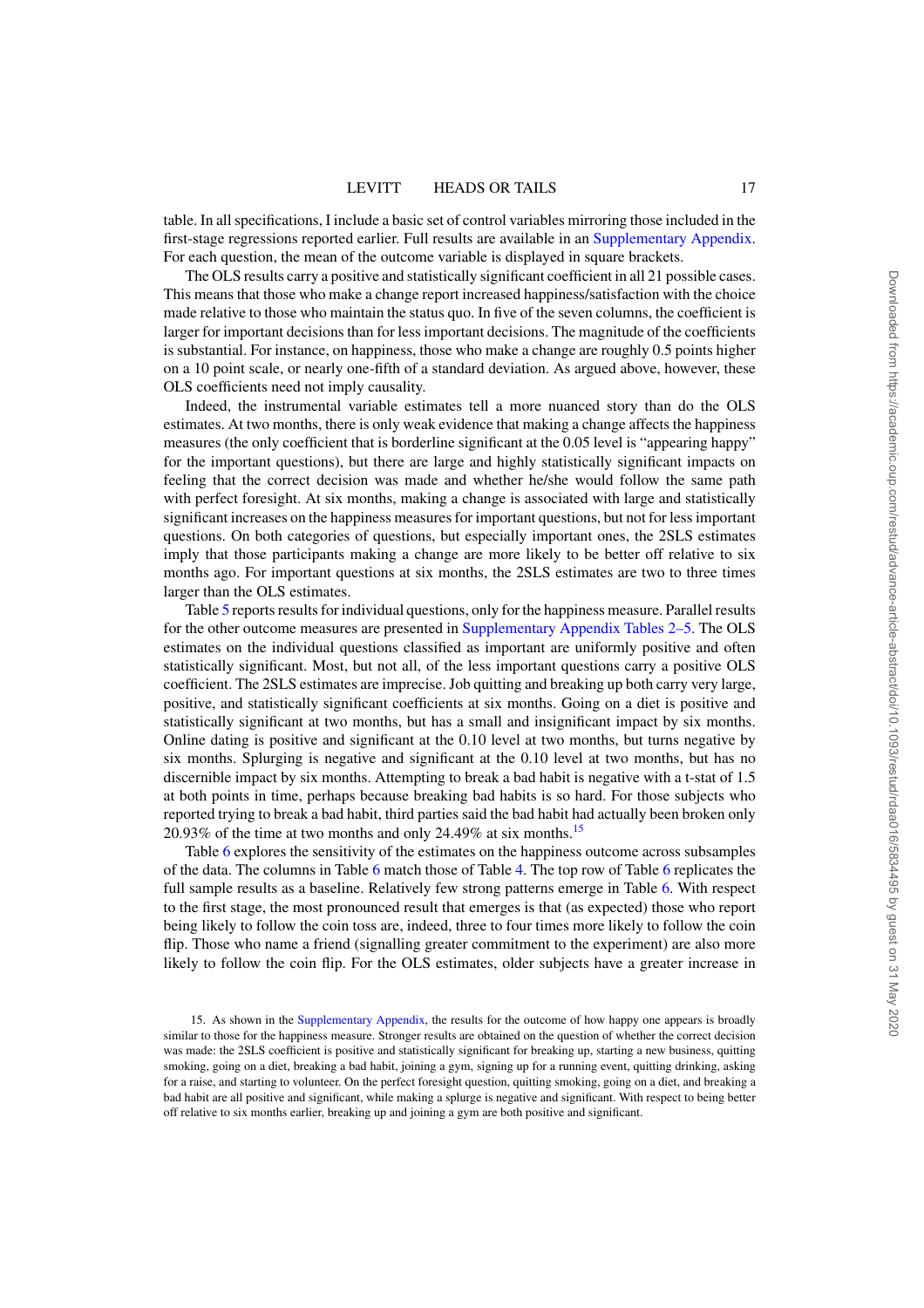table. In all specifications, I include a basic set of control variables mirroring those included in the first-stage regressions reported earlier. Full results are available in an Supplementary Appendix. For each question, the mean of the outcome variable is displayed in square brackets.

The OLS results carry a positive and statistically significant coefficient in all 21 possible cases. This means that those who make a change report increased happiness/satisfaction with the choice made relative to those who maintain the status quo. In five of the seven columns, the coefficient is larger for important decisions than for less important decisions. The magnitude of the coefficients is substantial. For instance, on happiness, those who make a change are roughly 0.5 points higher on a 10 point scale, or nearly one-fifth of a standard deviation. As argued above, however, these OLS coefficients need not imply causality.

Indeed, the instrumental variable estimates tell a more nuanced story than do the OLS estimates. At two months, there is only weak evidence that making a change affects the happiness measures (the only coefficient that is borderline significant at the 0.05 level is "appearing happy" for the important questions), but there are large and highly statistically significant impacts on feeling that the correct decision was made and whether he/she would follow the same path with perfect foresight. At six months, making a change is associated with large and statistically significant increases on the happiness measures for important questions, but not for less important questions. On both categories of questions, but especially important ones, the 2SLS estimates imply that those participants making a change are more likely to be better off relative to six months ago. For important questions at six months, the 2SLS estimates are two to three times larger than the OLS estimates.

Table 5 reports results for individual questions, only for the happiness measure. Parallel results for the other outcome measures are presented in Supplementary Appendix Tables 2–5. The OLS estimates on the individual questions classified as important are uniformly positive and often statistically significant. Most, but not all, of the less important questions carry a positive OLS coefficient. The 2SLS estimates are imprecise. Job quitting and breaking up both carry very large, positive, and statistically significant coefficients at six months. Going on a diet is positive and statistically significant at two months, but has a small and insignificant impact by six months. Online dating is positive and significant at the 0.10 level at two months, but turns negative by six months. Splurging is negative and significant at the 0.10 level at two months, but has no discernible impact by six months. Attempting to break a bad habit is negative with a t-stat of 1.5 at both points in time, perhaps because breaking bad habits is so hard. For those subjects who reported trying to break a bad habit, third parties said the bad habit had actually been broken only 20.93% of the time at two months and only 24.49% at six months.[15]

Table 6 explores the sensitivity of the estimates on the happiness outcome across subsamples of the data. The columns in Table 6 match those of Table 4. The top row of Table 6 replicates the full sample results as a baseline. Relatively few strong patterns emerge in Table 6. With respect to the first stage, the most pronounced result that emerges is that (as expected) those who report being likely to follow the coin toss are, indeed, three to four times more likely to follow the coin flip. Those who name a friend (signalling greater commitment to the experiment) are also more likely to follow the coin flip. For the OLS estimates, older subjects have a greater increase in

15. As shown in the Supplementary Appendix, the results for the outcome of how happy one appears is broadly similar to those for the happiness measure. Stronger results are obtained on the question of whether the correct decision was made: the 2SLS coefficient is positive and statistically significant for breaking up, starting a new business, quitting smoking, going on a diet, breaking a bad habit, joining a gym, signing up for a running event, quitting drinking, asking for a raise, and starting to volunteer. On the perfect foresight question, quitting smoking, going on a diet, and breaking a bad habit are all positive and significant, while making a splurge is negative and significant. With respect to being better off relative to six months earlier, breaking up and joining a gym are both positive and significant.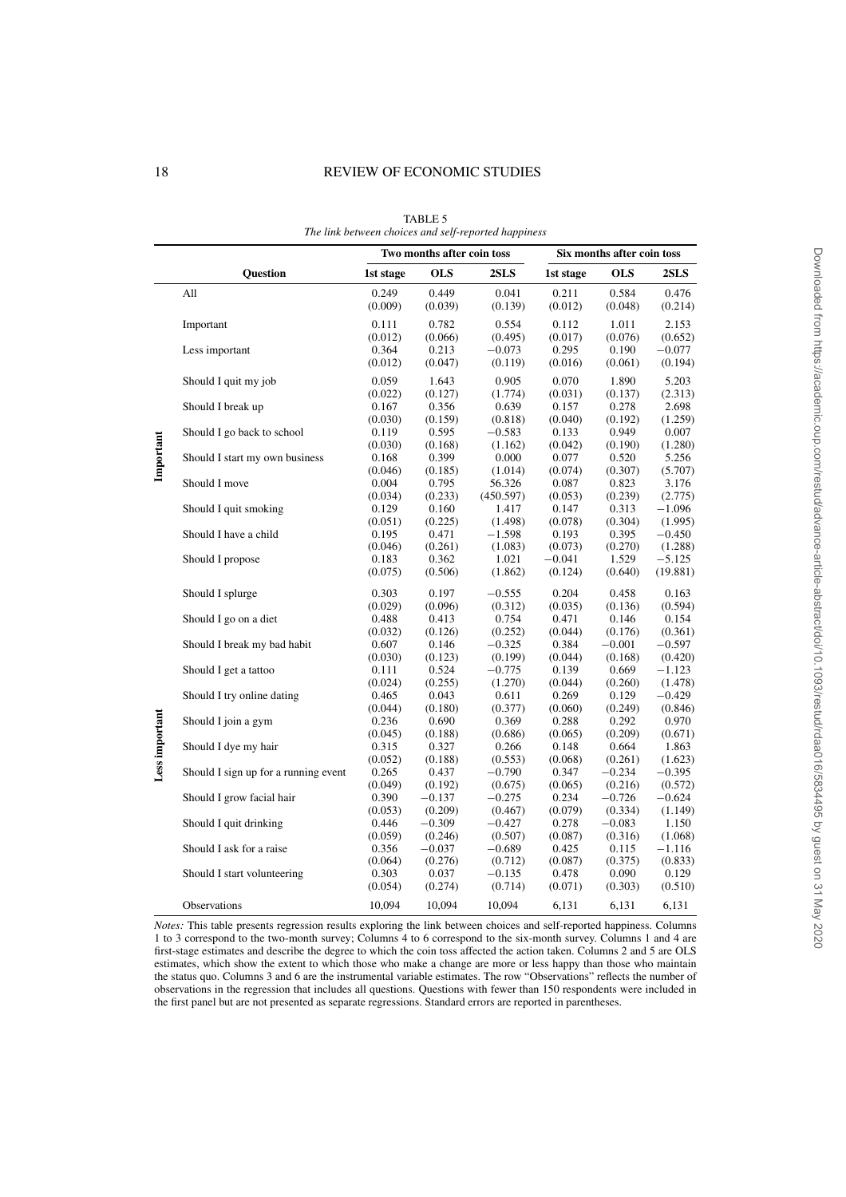TABLE 5

*The link between choices and self-reported happiness*

| | Question | Two months after coin toss | | | Six months after coin toss | | |
|---|---|---|---|---|---|---|---|
| | | **1st stage** | **OLS** | **2SLS** | **1st stage** | **OLS** | **2SLS** |
| | All | 0.249 | 0.449 | 0.041 | 0.211 | 0.584 | 0.476 |
| | | (0.009) | (0.039) | (0.139) | (0.012) | (0.048) | (0.214) |
| | Important | 0.111 | 0.782 | 0.554 | 0.112 | 1.011 | 2.153 |
| | | (0.012) | (0.066) | (0.495) | (0.017) | (0.076) | (0.652) |
| | Less important | 0.364 | 0.213 | −0.073 | 0.295 | 0.190 | −0.077 |
| | | (0.012) | (0.047) | (0.119) | (0.016) | (0.061) | (0.194) |
| **Important** | Should I quit my job | 0.059 | 1.643 | 0.905 | 0.070 | 1.890 | 5.203 |
| | | (0.022) | (0.127) | (1.774) | (0.031) | (0.137) | (2.313) |
| | Should I break up | 0.167 | 0.356 | 0.639 | 0.157 | 0.278 | 2.698 |
| | | (0.030) | (0.159) | (0.818) | (0.040) | (0.192) | (1.259) |
| | Should I go back to school | 0.119 | 0.595 | −0.583 | 0.133 | 0.949 | 0.007 |
| | | (0.030) | (0.168) | (1.162) | (0.042) | (0.190) | (1.280) |
| | Should I start my own business | 0.168 | 0.399 | 0.000 | 0.077 | 0.520 | 5.256 |
| | | (0.046) | (0.185) | (1.014) | (0.074) | (0.307) | (5.707) |
| | Should I move | 0.004 | 0.795 | 56.326 | 0.087 | 0.823 | 3.176 |
| | | (0.034) | (0.233) | (450.597) | (0.053) | (0.239) | (2.775) |
| | Should I quit smoking | 0.129 | 0.160 | 1.417 | 0.147 | 0.313 | −1.096 |
| | | (0.051) | (0.225) | (1.498) | (0.078) | (0.304) | (1.995) |
| | Should I have a child | 0.195 | 0.471 | −1.598 | 0.193 | 0.395 | −0.450 |
| | | (0.046) | (0.261) | (1.083) | (0.073) | (0.270) | (1.288) |
| | Should I propose | 0.183 | 0.362 | 1.021 | −0.041 | 1.529 | −5.125 |
| | | (0.075) | (0.506) | (1.862) | (0.124) | (0.640) | (19.881) |
| **Less important** | Should I splurge | 0.303 | 0.197 | −0.555 | 0.204 | 0.458 | 0.163 |
| | | (0.029) | (0.096) | (0.312) | (0.035) | (0.136) | (0.594) |
| | Should I go on a diet | 0.488 | 0.413 | 0.754 | 0.471 | 0.146 | 0.154 |
| | | (0.032) | (0.126) | (0.252) | (0.044) | (0.176) | (0.361) |
| | Should I break my bad habit | 0.607 | 0.146 | −0.325 | 0.384 | −0.001 | −0.597 |
| | | (0.030) | (0.123) | (0.199) | (0.044) | (0.168) | (0.420) |
| | Should I get a tattoo | 0.111 | 0.524 | −0.775 | 0.139 | 0.669 | −1.123 |
| | | (0.024) | (0.255) | (1.270) | (0.044) | (0.260) | (1.478) |
| | Should I try online dating | 0.465 | 0.043 | 0.611 | 0.269 | 0.129 | −0.429 |
| | | (0.044) | (0.180) | (0.377) | (0.060) | (0.249) | (0.846) |
| | Should I join a gym | 0.236 | 0.690 | 0.369 | 0.288 | 0.292 | 0.970 |
| | | (0.045) | (0.188) | (0.686) | (0.065) | (0.209) | (0.671) |
| | Should I dye my hair | 0.315 | 0.327 | 0.266 | 0.148 | 0.664 | 1.863 |
| | | (0.052) | (0.188) | (0.553) | (0.068) | (0.261) | (1.623) |
| | Should I sign up for a running event | 0.265 | 0.437 | −0.790 | 0.347 | −0.234 | −0.395 |
| | | (0.049) | (0.192) | (0.675) | (0.065) | (0.216) | (0.572) |
| | Should I grow facial hair | 0.390 | −0.137 | −0.275 | 0.234 | −0.726 | −0.624 |
| | | (0.053) | (0.209) | (0.467) | (0.079) | (0.334) | (1.149) |
| | Should I quit drinking | 0.446 | −0.309 | −0.427 | 0.278 | −0.083 | 1.150 |
| | | (0.059) | (0.246) | (0.507) | (0.087) | (0.316) | (1.068) |
| | Should I ask for a raise | 0.356 | −0.037 | −0.689 | 0.425 | 0.115 | −1.116 |
| | | (0.064) | (0.276) | (0.712) | (0.087) | (0.375) | (0.833) |
| | Should I start volunteering | 0.303 | 0.037 | −0.135 | 0.478 | 0.090 | 0.129 |
| | | (0.054) | (0.274) | (0.714) | (0.071) | (0.303) | (0.510) |
| | Observations | 10,094 | 10,094 | 10,094 | 6,131 | 6,131 | 6,131 |

*Notes:* This table presents regression results exploring the link between choices and self-reported happiness. Columns 1 to 3 correspond to the two-month survey; Columns 4 to 6 correspond to the six-month survey. Columns 1 and 4 are first-stage estimates and describe the degree to which the coin toss affected the action taken. Columns 2 and 5 are OLS estimates, which show the extent to which those who make a change are more or less happy than those who maintain the status quo. Columns 3 and 6 are the instrumental variable estimates. The row "Observations" reflects the number of observations in the regression that includes all questions. Questions with fewer than 150 respondents were included in the first panel but are not presented as separate regressions. Standard errors are reported in parentheses.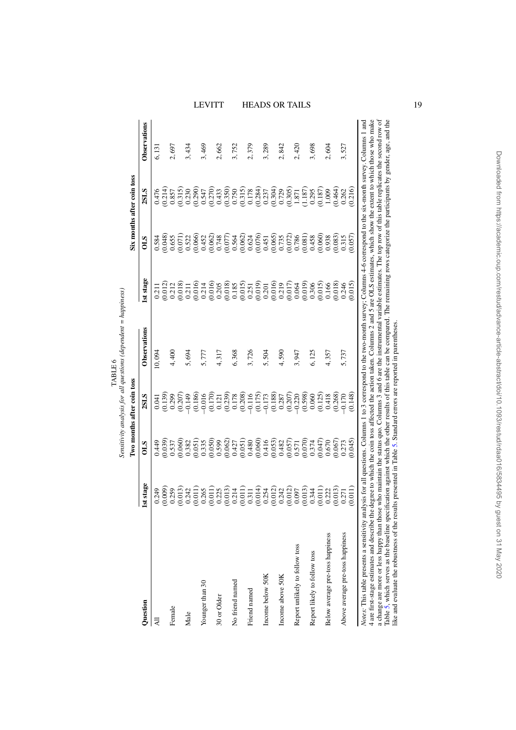TABLE 6

*Sensitivity analysis for all questions (dependent = happiness)*

| Question | Two months after coin toss | | | | Six months after coin toss | | | |
|---|---|---|---|---|---|---|---|---|
| | 1st stage | OLS | 2SLS | Observations | 1st stage | OLS | 2SLS | Observations |
| All | 0.249 | 0.449 | 0.041 | 10,094 | 0.211 | 0.584 | 0.476 | 6,131 |
| | (0.009) | (0.039) | (0.139) | | (0.012) | (0.048) | (0.214) | |
| Female | 0.259 | 0.537 | 0.299 | 4,400 | 0.212 | 0.655 | 0.857 | 2,697 |
| | (0.013) | (0.060) | (0.207) | | (0.018) | (0.071) | (0.315) | |
| Male | 0.242 | 0.382 | −0.149 | 5,694 | 0.211 | 0.522 | 0.230 | 3,434 |
| | (0.011) | (0.051) | (0.186) | | (0.016) | (0.066) | (0.290) | |
| Younger than 30 | 0.265 | 0.335 | −0.016 | 5,777 | 0.214 | 0.452 | 0.547 | 3,469 |
| | (0.011) | (0.050) | (0.170) | | (0.016) | (0.062) | (0.270) | |
| 30 or Older | 0.225 | 0.599 | 0.121 | 4,317 | 0.205 | 0.748 | 0.433 | 2,662 |
| | (0.013) | (0.062) | (0.239) | | (0.018) | (0.077) | (0.350) | |
| No friend named | 0.214 | 0.427 | 0.178 | 6,368 | 0.185 | 0.564 | 0.750 | 3,752 |
| | (0.011) | (0.051) | (0.208) | | (0.015) | (0.062) | (0.315) | |
| Friend named | 0.311 | 0.480 | −0.116 | 3,726 | 0.251 | 0.624 | 0.178 | 2,379 |
| | (0.014) | (0.060) | (0.175) | | (0.019) | (0.076) | (0.284) | |
| Income below 50K | 0.254 | 0.416 | −0.173 | 5,504 | 0.201 | 0.451 | 0.237 | 3,289 |
| | (0.012) | (0.053) | (0.188) | | (0.016) | (0.065) | (0.304) | |
| Income above 50K | 0.242 | 0.482 | 0.287 | 4,590 | 0.219 | 0.735 | 0.729 | 2,842 |
| | (0.012) | (0.057) | (0.207) | | (0.017) | (0.072) | (0.305) | |
| Report unlikely to follow toss | 0.097 | 0.571 | −0.220 | 3,947 | 0.064 | 0.786 | 1.871 | 2,420 |
| | (0.013) | (0.070) | (0.598) | | (0.019) | (0.081) | (1.187) | |
| Report likely to follow toss | 0.344 | 0.374 | 0.060 | 6,125 | 0.306 | 0.458 | 0.295 | 3,698 |
| | (0.011) | (0.047) | (0.125) | | (0.015) | (0.060) | (0.187) | |
| Below average pre-toss happiness | 0.222 | 0.670 | 0.418 | 4,357 | 0.166 | 0.938 | 1.009 | 2,604 |
| | (0.013) | (0.067) | (0.268) | | (0.018) | (0.083) | (0.464) | |
| Above average pre-toss happiness | 0.271 | 0.273 | −0.170 | 5,737 | 0.246 | 0.315 | 0.262 | 3,527 |
| | (0.011) | (0.045) | (0.148) | | (0.015) | (0.057) | (0.216) | |

*Notes:* This table presents a sensitivity analysis for all questions. Columns 1 to 3 correspond to the two-month survey; Columns 4-6 correspond to the six-month survey. Columns 1 and 4 are first-stage estimates and describe the degree to which the coin toss affected the action taken. Columns 2 and 5 are OLS estimates, which show the extent to which those who make a change are more or less happy than those who maintain the status quo. Columns 3 and 6 are the instrumental variable estimates. The top row of this table replicates the second row of Table 5, which serves as the baseline specification against which the other results of this table can be compared. The remaining rows categorize the participants by gender, age, and the like and evaluate the robustness of the results presented in Table 5. Standard errors are reported in parentheses.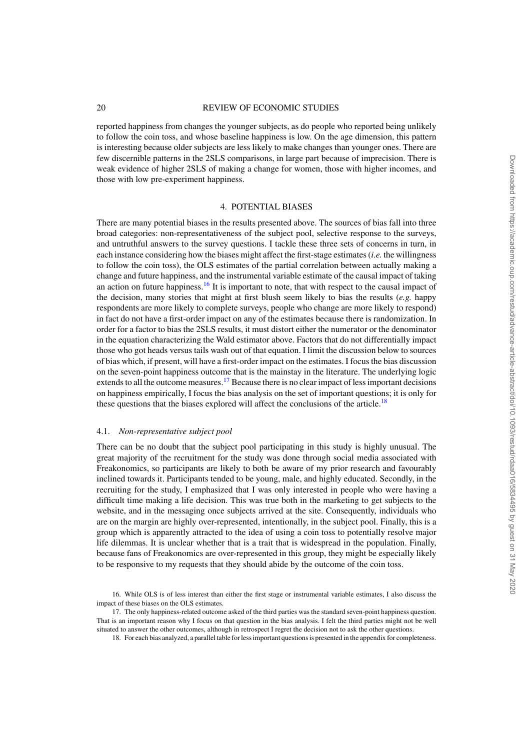reported happiness from changes the younger subjects, as do people who reported being unlikely to follow the coin toss, and whose baseline happiness is low. On the age dimension, this pattern is interesting because older subjects are less likely to make changes than younger ones. There are few discernible patterns in the 2SLS comparisons, in large part because of imprecision. There is weak evidence of higher 2SLS of making a change for women, those with higher incomes, and those with low pre-experiment happiness.

## 4. POTENTIAL BIASES

There are many potential biases in the results presented above. The sources of bias fall into three broad categories: non-representativeness of the subject pool, selective response to the surveys, and untruthful answers to the survey questions. I tackle these three sets of concerns in turn, in each instance considering how the biases might affect the first-stage estimates (*i.e.* the willingness to follow the coin toss), the OLS estimates of the partial correlation between actually making a change and future happiness, and the instrumental variable estimate of the causal impact of taking an action on future happiness.[16] It is important to note, that with respect to the causal impact of the decision, many stories that might at first blush seem likely to bias the results (*e.g.* happy respondents are more likely to complete surveys, people who change are more likely to respond) in fact do not have a first-order impact on any of the estimates because there is randomization. In order for a factor to bias the 2SLS results, it must distort either the numerator or the denominator in the equation characterizing the Wald estimator above. Factors that do not differentially impact those who got heads versus tails wash out of that equation. I limit the discussion below to sources of bias which, if present, will have a first-order impact on the estimates. I focus the bias discussion on the seven-point happiness outcome that is the mainstay in the literature. The underlying logic extends to all the outcome measures.[17] Because there is no clear impact of less important decisions on happiness empirically, I focus the bias analysis on the set of important questions; it is only for these questions that the biases explored will affect the conclusions of the article.[18]

### 4.1. *Non-representative subject pool*

There can be no doubt that the subject pool participating in this study is highly unusual. The great majority of the recruitment for the study was done through social media associated with Freakonomics, so participants are likely to both be aware of my prior research and favourably inclined towards it. Participants tended to be young, male, and highly educated. Secondly, in the recruiting for the study, I emphasized that I was only interested in people who were having a difficult time making a life decision. This was true both in the marketing to get subjects to the website, and in the messaging once subjects arrived at the site. Consequently, individuals who are on the margin are highly over-represented, intentionally, in the subject pool. Finally, this is a group which is apparently attracted to the idea of using a coin toss to potentially resolve major life dilemmas. It is unclear whether that is a trait that is widespread in the population. Finally, because fans of Freakonomics are over-represented in this group, they might be especially likely to be responsive to my requests that they should abide by the outcome of the coin toss.

16. While OLS is of less interest than either the first stage or instrumental variable estimates, I also discuss the impact of these biases on the OLS estimates.

17. The only happiness-related outcome asked of the third parties was the standard seven-point happiness question. That is an important reason why I focus on that question in the bias analysis. I felt the third parties might not be well situated to answer the other outcomes, although in retrospect I regret the decision not to ask the other questions.

18. For each bias analyzed, a parallel table for less important questions is presented in the appendix for completeness.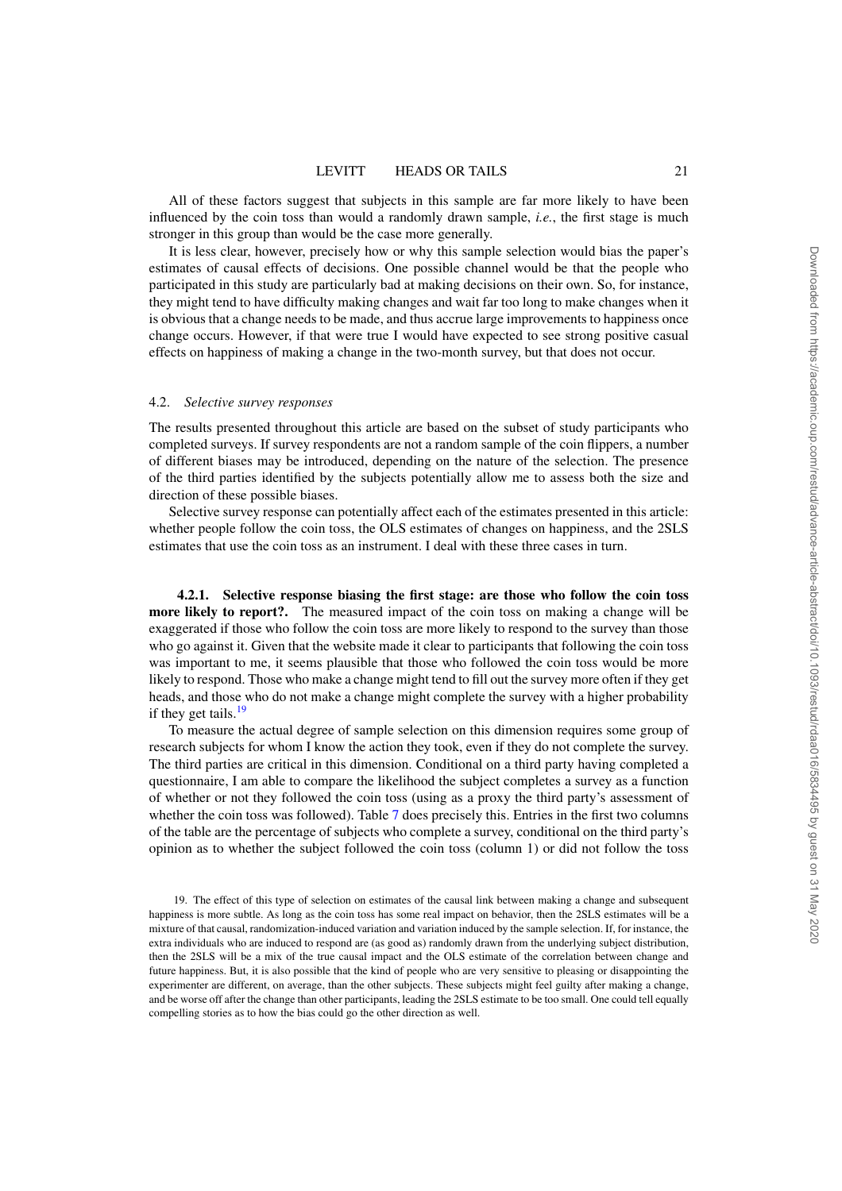All of these factors suggest that subjects in this sample are far more likely to have been influenced by the coin toss than would a randomly drawn sample, *i.e.*, the first stage is much stronger in this group than would be the case more generally.

It is less clear, however, precisely how or why this sample selection would bias the paper's estimates of causal effects of decisions. One possible channel would be that the people who participated in this study are particularly bad at making decisions on their own. So, for instance, they might tend to have difficulty making changes and wait far too long to make changes when it is obvious that a change needs to be made, and thus accrue large improvements to happiness once change occurs. However, if that were true I would have expected to see strong positive casual effects on happiness of making a change in the two-month survey, but that does not occur.

### 4.2. *Selective survey responses*

The results presented throughout this article are based on the subset of study participants who completed surveys. If survey respondents are not a random sample of the coin flippers, a number of different biases may be introduced, depending on the nature of the selection. The presence of the third parties identified by the subjects potentially allow me to assess both the size and direction of these possible biases.

Selective survey response can potentially affect each of the estimates presented in this article: whether people follow the coin toss, the OLS estimates of changes on happiness, and the 2SLS estimates that use the coin toss as an instrument. I deal with these three cases in turn.

#### 4.2.1. Selective response biasing the first stage: are those who follow the coin toss more likely to report?.

The measured impact of the coin toss on making a change will be exaggerated if those who follow the coin toss are more likely to respond to the survey than those who go against it. Given that the website made it clear to participants that following the coin toss was important to me, it seems plausible that those who followed the coin toss would be more likely to respond. Those who make a change might tend to fill out the survey more often if they get heads, and those who do not make a change might complete the survey with a higher probability if they get tails.[19]

To measure the actual degree of sample selection on this dimension requires some group of research subjects for whom I know the action they took, even if they do not complete the survey. The third parties are critical in this dimension. Conditional on a third party having completed a questionnaire, I am able to compare the likelihood the subject completes a survey as a function of whether or not they followed the coin toss (using as a proxy the third party's assessment of whether the coin toss was followed). Table 7 does precisely this. Entries in the first two columns of the table are the percentage of subjects who complete a survey, conditional on the third party's opinion as to whether the subject followed the coin toss (column 1) or did not follow the toss

19. The effect of this type of selection on estimates of the causal link between making a change and subsequent happiness is more subtle. As long as the coin toss has some real impact on behavior, then the 2SLS estimates will be a mixture of that causal, randomization-induced variation and variation induced by the sample selection. If, for instance, the extra individuals who are induced to respond are (as good as) randomly drawn from the underlying subject distribution, then the 2SLS will be a mix of the true causal impact and the OLS estimate of the correlation between change and future happiness. But, it is also possible that the kind of people who are very sensitive to pleasing or disappointing the experimenter are different, on average, than the other subjects. These subjects might feel guilty after making a change, and be worse off after the change than other participants, leading the 2SLS estimate to be too small. One could tell equally compelling stories as to how the bias could go the other direction as well.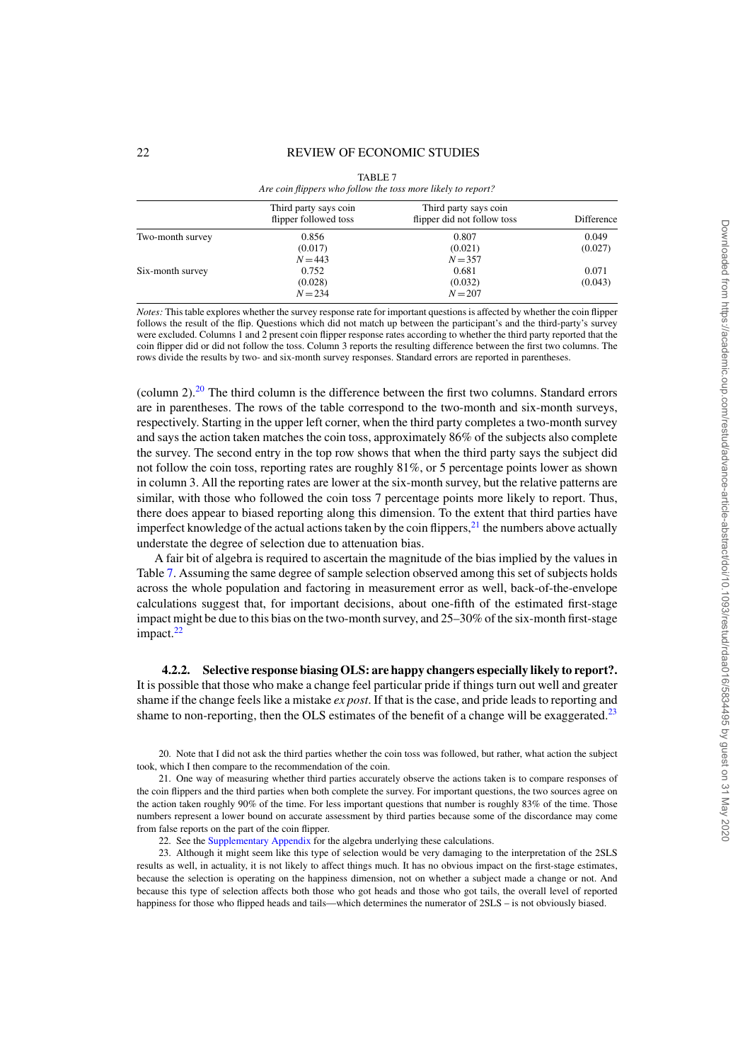TABLE 7

*Are coin flippers who follow the toss more likely to report?*

| | Third party says coin flipper followed toss | Third party says coin flipper did not follow toss | Difference |
|---|---|---|---|
| Two-month survey | 0.856 | 0.807 | 0.049 |
| | (0.017) | (0.021) | (0.027) |
| | $N=443$ | $N=357$ | |
| Six-month survey | 0.752 | 0.681 | 0.071 |
| | (0.028) | (0.032) | (0.043) |
| | $N=234$ | $N=207$ | |

*Notes:* This table explores whether the survey response rate for important questions is affected by whether the coin flipper follows the result of the flip. Questions which did not match up between the participant's and the third-party's survey were excluded. Columns 1 and 2 present coin flipper response rates according to whether the third party reported that the coin flipper did or did not follow the toss. Column 3 reports the resulting difference between the first two columns. The rows divide the results by two- and six-month survey responses. Standard errors are reported in parentheses.

(column 2).[20] The third column is the difference between the first two columns. Standard errors are in parentheses. The rows of the table correspond to the two-month and six-month surveys, respectively. Starting in the upper left corner, when the third party completes a two-month survey and says the action taken matches the coin toss, approximately 86% of the subjects also complete the survey. The second entry in the top row shows that when the third party says the subject did not follow the coin toss, reporting rates are roughly 81%, or 5 percentage points lower as shown in column 3. All the reporting rates are lower at the six-month survey, but the relative patterns are similar, with those who followed the coin toss 7 percentage points more likely to report. Thus, there does appear to biased reporting along this dimension. To the extent that third parties have imperfect knowledge of the actual actions taken by the coin flippers,[21] the numbers above actually understate the degree of selection due to attenuation bias.

A fair bit of algebra is required to ascertain the magnitude of the bias implied by the values in Table 7. Assuming the same degree of sample selection observed among this set of subjects holds across the whole population and factoring in measurement error as well, back-of-the-envelope calculations suggest that, for important decisions, about one-fifth of the estimated first-stage impact might be due to this bias on the two-month survey, and 25–30% of the six-month first-stage impact.[22]

#### 4.2.2. Selective response biasing OLS: are happy changers especially likely to report?.

It is possible that those who make a change feel particular pride if things turn out well and greater shame if the change feels like a mistake *ex post*. If that is the case, and pride leads to reporting and shame to non-reporting, then the OLS estimates of the benefit of a change will be exaggerated.[23]

20. Note that I did not ask the third parties whether the coin toss was followed, but rather, what action the subject took, which I then compare to the recommendation of the coin.

21. One way of measuring whether third parties accurately observe the actions taken is to compare responses of the coin flippers and the third parties when both complete the survey. For important questions, the two sources agree on the action taken roughly 90% of the time. For less important questions that number is roughly 83% of the time. Those numbers represent a lower bound on accurate assessment by third parties because some of the discordance may come from false reports on the part of the coin flipper.

22. See the Supplementary Appendix for the algebra underlying these calculations.

23. Although it might seem like this type of selection would be very damaging to the interpretation of the 2SLS results as well, in actuality, it is not likely to affect things much. It has no obvious impact on the first-stage estimates, because the selection is operating on the happiness dimension, not on whether a subject made a change or not. And because this type of selection affects both those who got heads and those who got tails, the overall level of reported happiness for those who flipped heads and tails—which determines the numerator of 2SLS – is not obviously biased.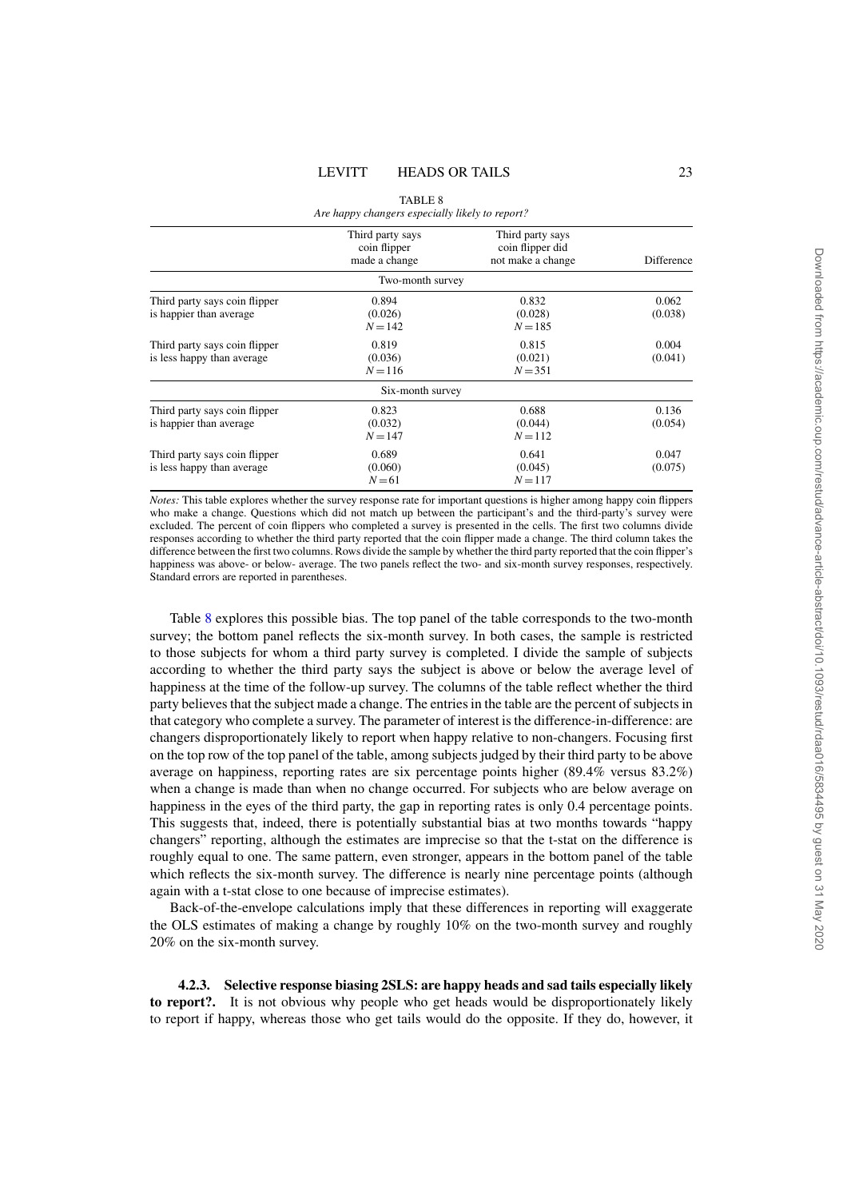TABLE 8

*Are happy changers especially likely to report?*

| | Third party says coin flipper made a change | Third party says coin flipper did not make a change | Difference |
|---|---|---|---|
| | Two-month survey | | |
| Third party says coin flipper is happier than average | 0.894 (0.026) $N=142$ | 0.832 (0.028) $N=185$ | 0.062 (0.038) |
| Third party says coin flipper is less happy than average | 0.819 (0.036) $N=116$ | 0.815 (0.021) $N=351$ | 0.004 (0.041) |
| | Six-month survey | | |
| Third party says coin flipper is happier than average | 0.823 (0.032) $N=147$ | 0.688 (0.044) $N=112$ | 0.136 (0.054) |
| Third party says coin flipper is less happy than average | 0.689 (0.060) $N=61$ | 0.641 (0.045) $N=117$ | 0.047 (0.075) |

*Notes:* This table explores whether the survey response rate for important questions is higher among happy coin flippers who make a change. Questions which did not match up between the participant's and the third-party's survey were excluded. The percent of coin flippers who completed a survey is presented in the cells. The first two columns divide responses according to whether the third party reported that the coin flipper made a change. The third column takes the difference between the first two columns. Rows divide the sample by whether the third party reported that the coin flipper's happiness was above- or below- average. The two panels reflect the two- and six-month survey responses, respectively. Standard errors are reported in parentheses.

Table 8 explores this possible bias. The top panel of the table corresponds to the two-month survey; the bottom panel reflects the six-month survey. In both cases, the sample is restricted to those subjects for whom a third party survey is completed. I divide the sample of subjects according to whether the third party says the subject is above or below the average level of happiness at the time of the follow-up survey. The columns of the table reflect whether the third party believes that the subject made a change. The entries in the table are the percent of subjects in that category who complete a survey. The parameter of interest is the difference-in-difference: are changers disproportionately likely to report when happy relative to non-changers. Focusing first on the top row of the top panel of the table, among subjects judged by their third party to be above average on happiness, reporting rates are six percentage points higher (89.4% versus 83.2%) when a change is made than when no change occurred. For subjects who are below average on happiness in the eyes of the third party, the gap in reporting rates is only 0.4 percentage points. This suggests that, indeed, there is potentially substantial bias at two months towards "happy changers" reporting, although the estimates are imprecise so that the t-stat on the difference is roughly equal to one. The same pattern, even stronger, appears in the bottom panel of the table which reflects the six-month survey. The difference is nearly nine percentage points (although again with a t-stat close to one because of imprecise estimates).

Back-of-the-envelope calculations imply that these differences in reporting will exaggerate the OLS estimates of making a change by roughly 10% on the two-month survey and roughly 20% on the six-month survey.

#### 4.2.3. Selective response biasing 2SLS: are happy heads and sad tails especially likely to report?.

It is not obvious why people who get heads would be disproportionately likely to report if happy, whereas those who get tails would do the opposite. If they do, however, it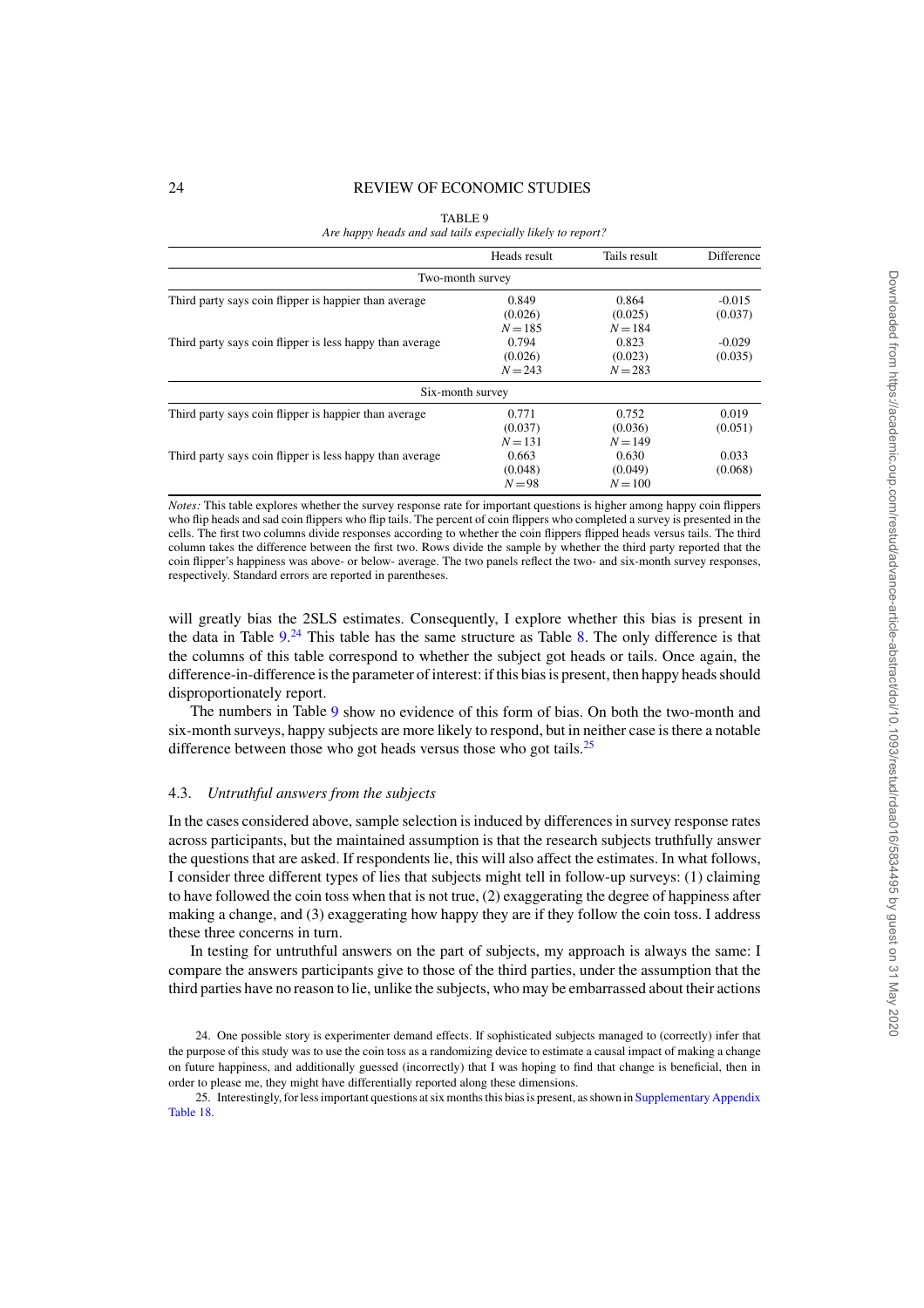TABLE 9

*Are happy heads and sad tails especially likely to report?*

| | Heads result | Tails result | Difference |
|---|---|---|---|
| | Two-month survey | | |
| Third party says coin flipper is happier than average | 0.849 | 0.864 | -0.015 |
| | (0.026) | (0.025) | (0.037) |
| | $N=185$ | $N=184$ | |
| Third party says coin flipper is less happy than average | 0.794 | 0.823 | -0.029 |
| | (0.026) | (0.023) | (0.035) |
| | $N=243$ | $N=283$ | |
| | Six-month survey | | |
| Third party says coin flipper is happier than average | 0.771 | 0.752 | 0.019 |
| | (0.037) | (0.036) | (0.051) |
| | $N=131$ | $N=149$ | |
| Third party says coin flipper is less happy than average | 0.663 | 0.630 | 0.033 |
| | (0.048) | (0.049) | (0.068) |
| | $N=98$ | $N=100$ | |

*Notes:* This table explores whether the survey response rate for important questions is higher among happy coin flippers who flip heads and sad coin flippers who flip tails. The percent of coin flippers who completed a survey is presented in the cells. The first two columns divide responses according to whether the coin flippers flipped heads versus tails. The third column takes the difference between the first two. Rows divide the sample by whether the third party reported that the coin flipper's happiness was above- or below- average. The two panels reflect the two- and six-month survey responses, respectively. Standard errors are reported in parentheses.

will greatly bias the 2SLS estimates. Consequently, I explore whether this bias is present in the data in Table 9.[24] This table has the same structure as Table 8. The only difference is that the columns of this table correspond to whether the subject got heads or tails. Once again, the difference-in-difference is the parameter of interest: if this bias is present, then happy heads should disproportionately report.

The numbers in Table 9 show no evidence of this form of bias. On both the two-month and six-month surveys, happy subjects are more likely to respond, but in neither case is there a notable difference between those who got heads versus those who got tails.[25]

### 4.3. *Untruthful answers from the subjects*

In the cases considered above, sample selection is induced by differences in survey response rates across participants, but the maintained assumption is that the research subjects truthfully answer the questions that are asked. If respondents lie, this will also affect the estimates. In what follows, I consider three different types of lies that subjects might tell in follow-up surveys: (1) claiming to have followed the coin toss when that is not true, (2) exaggerating the degree of happiness after making a change, and (3) exaggerating how happy they are if they follow the coin toss. I address these three concerns in turn.

In testing for untruthful answers on the part of subjects, my approach is always the same: I compare the answers participants give to those of the third parties, under the assumption that the third parties have no reason to lie, unlike the subjects, who may be embarrassed about their actions

24. One possible story is experimenter demand effects. If sophisticated subjects managed to (correctly) infer that the purpose of this study was to use the coin toss as a randomizing device to estimate a causal impact of making a change on future happiness, and additionally guessed (incorrectly) that I was hoping to find that change is beneficial, then in order to please me, they might have differentially reported along these dimensions.

25. Interestingly, for less important questions at six months this bias is present, as shown in Supplementary Appendix Table 18.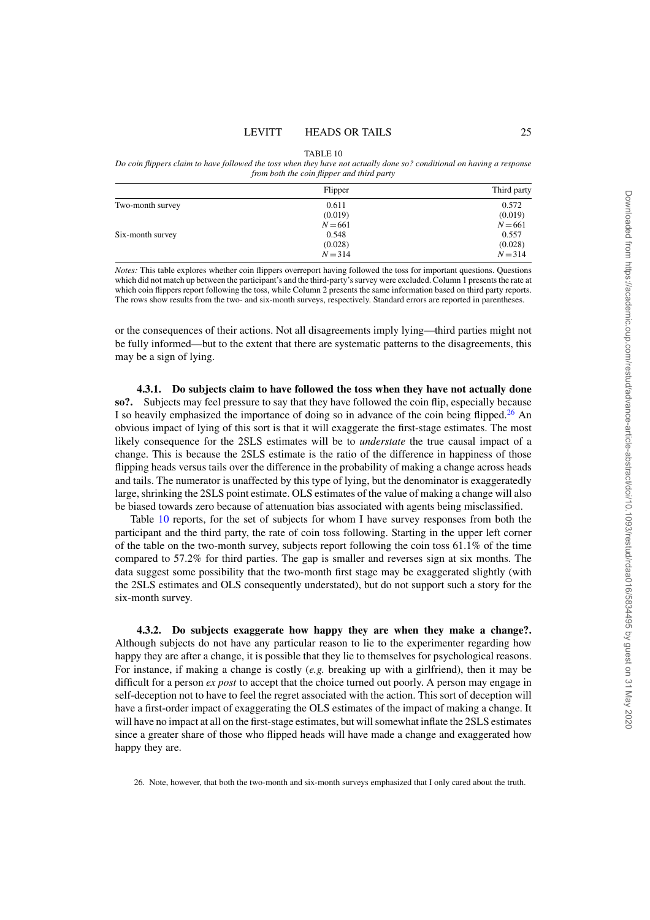TABLE 10

*Do coin flippers claim to have followed the toss when they have not actually done so? conditional on having a response from both the coin flipper and third party*

| | Flipper | Third party |
|---|---|---|
| Two-month survey | 0.611 | 0.572 |
| | (0.019) | (0.019) |
| | $N = 661$ | $N = 661$ |
| Six-month survey | 0.548 | 0.557 |
| | (0.028) | (0.028) |
| | $N = 314$ | $N = 314$ |

*Notes:* This table explores whether coin flippers overreport having followed the toss for important questions. Questions which did not match up between the participant's and the third-party's survey were excluded. Column 1 presents the rate at which coin flippers report following the toss, while Column 2 presents the same information based on third party reports. The rows show results from the two- and six-month surveys, respectively. Standard errors are reported in parentheses.

or the consequences of their actions. Not all disagreements imply lying—third parties might not be fully informed—but to the extent that there are systematic patterns to the disagreements, this may be a sign of lying.

#### 4.3.1. Do subjects claim to have followed the toss when they have not actually done so?.

Subjects may feel pressure to say that they have followed the coin flip, especially because I so heavily emphasized the importance of doing so in advance of the coin being flipped.[26] An obvious impact of lying of this sort is that it will exaggerate the first-stage estimates. The most likely consequence for the 2SLS estimates will be to *understate* the true causal impact of a change. This is because the 2SLS estimate is the ratio of the difference in happiness of those flipping heads versus tails over the difference in the probability of making a change across heads and tails. The numerator is unaffected by this type of lying, but the denominator is exaggeratedly large, shrinking the 2SLS point estimate. OLS estimates of the value of making a change will also be biased towards zero because of attenuation bias associated with agents being misclassified.

Table 10 reports, for the set of subjects for whom I have survey responses from both the participant and the third party, the rate of coin toss following. Starting in the upper left corner of the table on the two-month survey, subjects report following the coin toss 61.1% of the time compared to 57.2% for third parties. The gap is smaller and reverses sign at six months. The data suggest some possibility that the two-month first stage may be exaggerated slightly (with the 2SLS estimates and OLS consequently understated), but do not support such a story for the six-month survey.

#### 4.3.2. Do subjects exaggerate how happy they are when they make a change?.

Although subjects do not have any particular reason to lie to the experimenter regarding how happy they are after a change, it is possible that they lie to themselves for psychological reasons. For instance, if making a change is costly (*e.g.* breaking up with a girlfriend), then it may be difficult for a person *ex post* to accept that the choice turned out poorly. A person may engage in self-deception not to have to feel the regret associated with the action. This sort of deception will have a first-order impact of exaggerating the OLS estimates of the impact of making a change. It will have no impact at all on the first-stage estimates, but will somewhat inflate the 2SLS estimates since a greater share of those who flipped heads will have made a change and exaggerated how happy they are.

26. Note, however, that both the two-month and six-month surveys emphasized that I only cared about the truth.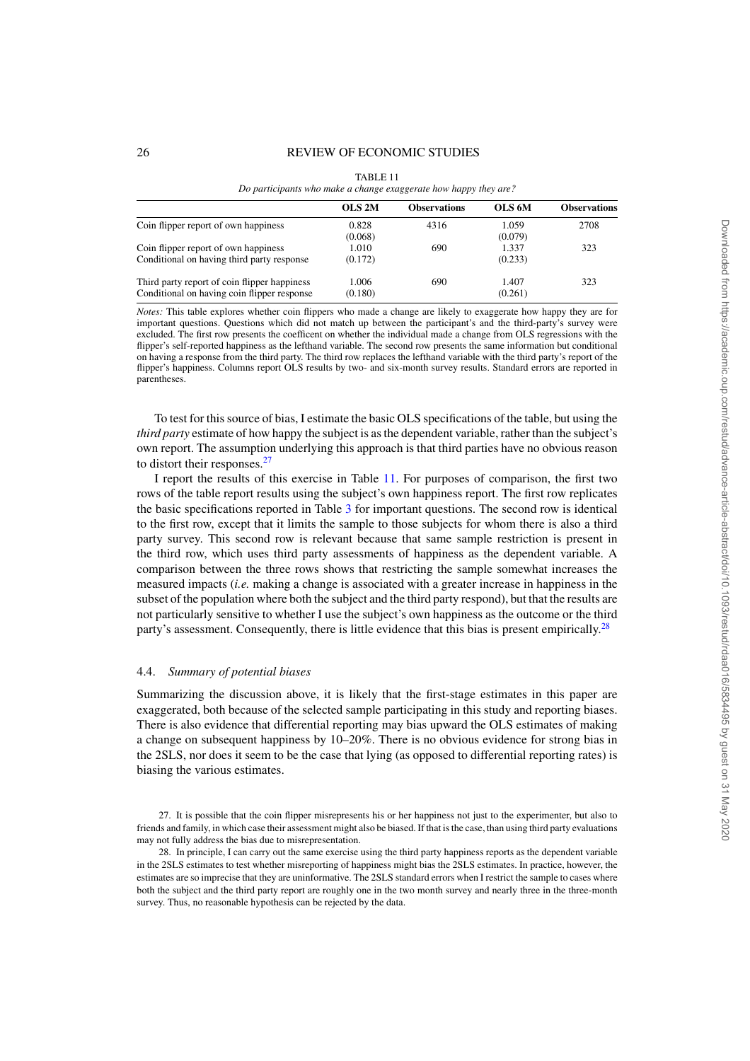TABLE 11

*Do participants who make a change exaggerate how happy they are?*

| | OLS 2M | Observations | OLS 6M | Observations |
|---|---|---|---|---|
| Coin flipper report of own happiness | 0.828<br>(0.068) | 4316 | 1.059<br>(0.079) | 2708 |
| Coin flipper report of own happiness<br>Conditional on having third party response | 1.010<br>(0.172) | 690 | 1.337<br>(0.233) | 323 |
| Third party report of coin flipper happiness<br>Conditional on having coin flipper response | 1.006<br>(0.180) | 690 | 1.407<br>(0.261) | 323 |

*Notes:* This table explores whether coin flippers who made a change are likely to exaggerate how happy they are for important questions. Questions which did not match up between the participant's and the third-party's survey were excluded. The first row presents the coefficent on whether the individual made a change from OLS regressions with the flipper's self-reported happiness as the lefthand variable. The second row presents the same information but conditional on having a response from the third party. The third row replaces the lefthand variable with the third party's report of the flipper's happiness. Columns report OLS results by two- and six-month survey results. Standard errors are reported in parentheses.

To test for this source of bias, I estimate the basic OLS specifications of the table, but using the *third party* estimate of how happy the subject is as the dependent variable, rather than the subject's own report. The assumption underlying this approach is that third parties have no obvious reason to distort their responses.[27]

I report the results of this exercise in Table 11. For purposes of comparison, the first two rows of the table report results using the subject's own happiness report. The first row replicates the basic specifications reported in Table 3 for important questions. The second row is identical to the first row, except that it limits the sample to those subjects for whom there is also a third party survey. This second row is relevant because that same sample restriction is present in the third row, which uses third party assessments of happiness as the dependent variable. A comparison between the three rows shows that restricting the sample somewhat increases the measured impacts (*i.e.* making a change is associated with a greater increase in happiness in the subset of the population where both the subject and the third party respond), but that the results are not particularly sensitive to whether I use the subject's own happiness as the outcome or the third party's assessment. Consequently, there is little evidence that this bias is present empirically.[28]

### 4.4. *Summary of potential biases*

Summarizing the discussion above, it is likely that the first-stage estimates in this paper are exaggerated, both because of the selected sample participating in this study and reporting biases. There is also evidence that differential reporting may bias upward the OLS estimates of making a change on subsequent happiness by 10–20%. There is no obvious evidence for strong bias in the 2SLS, nor does it seem to be the case that lying (as opposed to differential reporting rates) is biasing the various estimates.

27. It is possible that the coin flipper misrepresents his or her happiness not just to the experimenter, but also to friends and family, in which case their assessment might also be biased. If that is the case, than using third party evaluations may not fully address the bias due to misrepresentation.

28. In principle, I can carry out the same exercise using the third party happiness reports as the dependent variable in the 2SLS estimates to test whether misreporting of happiness might bias the 2SLS estimates. In practice, however, the estimates are so imprecise that they are uninformative. The 2SLS standard errors when I restrict the sample to cases where both the subject and the third party report are roughly one in the two month survey and nearly three in the three-month survey. Thus, no reasonable hypothesis can be rejected by the data.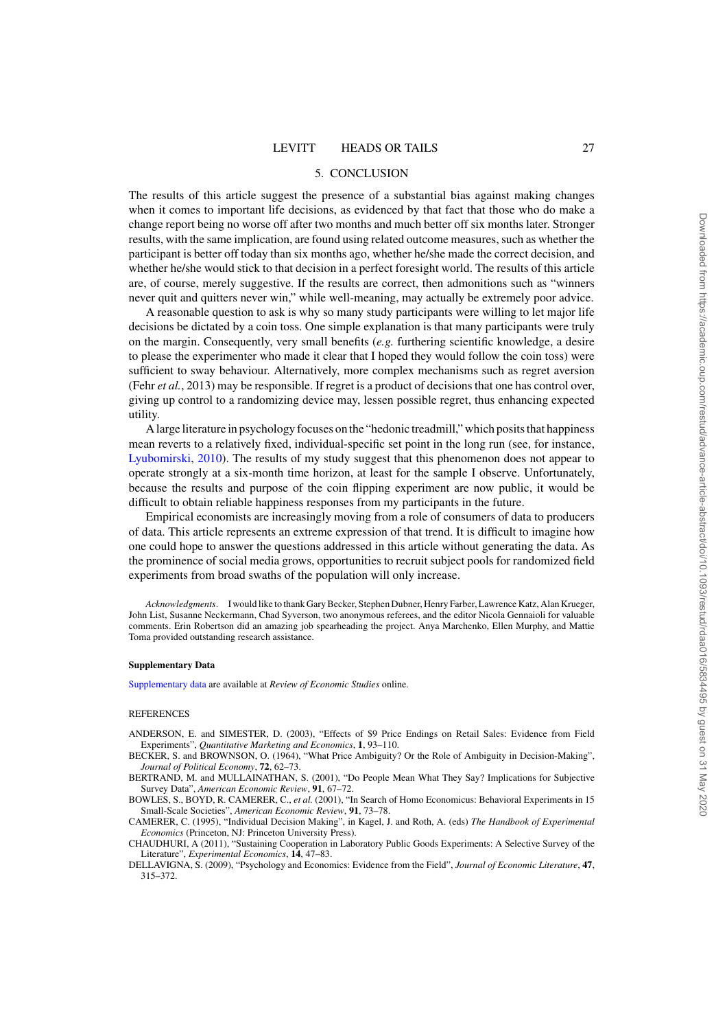## 5. CONCLUSION

The results of this article suggest the presence of a substantial bias against making changes when it comes to important life decisions, as evidenced by that fact that those who do make a change report being no worse off after two months and much better off six months later. Stronger results, with the same implication, are found using related outcome measures, such as whether the participant is better off today than six months ago, whether he/she made the correct decision, and whether he/she would stick to that decision in a perfect foresight world. The results of this article are, of course, merely suggestive. If the results are correct, then admonitions such as "winners never quit and quitters never win," while well-meaning, may actually be extremely poor advice.

A reasonable question to ask is why so many study participants were willing to let major life decisions be dictated by a coin toss. One simple explanation is that many participants were truly on the margin. Consequently, very small benefits (*e.g.* furthering scientific knowledge, a desire to please the experimenter who made it clear that I hoped they would follow the coin toss) were sufficient to sway behaviour. Alternatively, more complex mechanisms such as regret aversion (Fehr *et al.*, 2013) may be responsible. If regret is a product of decisions that one has control over, giving up control to a randomizing device may, lessen possible regret, thus enhancing expected utility.

A large literature in psychology focuses on the "hedonic treadmill," which posits that happiness mean reverts to a relatively fixed, individual-specific set point in the long run (see, for instance, Lyubomirski, 2010). The results of my study suggest that this phenomenon does not appear to operate strongly at a six-month time horizon, at least for the sample I observe. Unfortunately, because the results and purpose of the coin flipping experiment are now public, it would be difficult to obtain reliable happiness responses from my participants in the future.

Empirical economists are increasingly moving from a role of consumers of data to producers of data. This article represents an extreme expression of that trend. It is difficult to imagine how one could hope to answer the questions addressed in this article without generating the data. As the prominence of social media grows, opportunities to recruit subject pools for randomized field experiments from broad swaths of the population will only increase.

*Acknowledgments*. I would like to thank Gary Becker, Stephen Dubner, Henry Farber, Lawrence Katz, Alan Krueger, John List, Susanne Neckermann, Chad Syverson, two anonymous referees, and the editor Nicola Gennaioli for valuable comments. Erin Robertson did an amazing job spearheading the project. Anya Marchenko, Ellen Murphy, and Mattie Toma provided outstanding research assistance.

**Supplementary Data**

Supplementary data are available at *Review of Economic Studies* online.

REFERENCES

ANDERSON, E. and SIMESTER, D. (2003), "Effects of \$9 Price Endings on Retail Sales: Evidence from Field Experiments", *Quantitative Marketing and Economics*, **1**, 93–110.

BECKER, S. and BROWNSON, O. (1964), "What Price Ambiguity? Or the Role of Ambiguity in Decision-Making", *Journal of Political Economy*, **72**, 62–73.

BERTRAND, M. and MULLAINATHAN, S. (2001), "Do People Mean What They Say? Implications for Subjective Survey Data", *American Economic Review*, **91**, 67–72.

BOWLES, S., BOYD, R. CAMERER, C., *et al.* (2001), "In Search of Homo Economicus: Behavioral Experiments in 15 Small-Scale Societies", *American Economic Review*, **91**, 73–78.

CAMERER, C. (1995), "Individual Decision Making", in Kagel, J. and Roth, A. (eds) *The Handbook of Experimental Economics* (Princeton, NJ: Princeton University Press).

CHAUDHURI, A (2011), "Sustaining Cooperation in Laboratory Public Goods Experiments: A Selective Survey of the Literature", *Experimental Economics*, **14**, 47–83.

DELLAVIGNA, S. (2009), "Psychology and Economics: Evidence from the Field", *Journal of Economic Literature*, **47**, 315–372.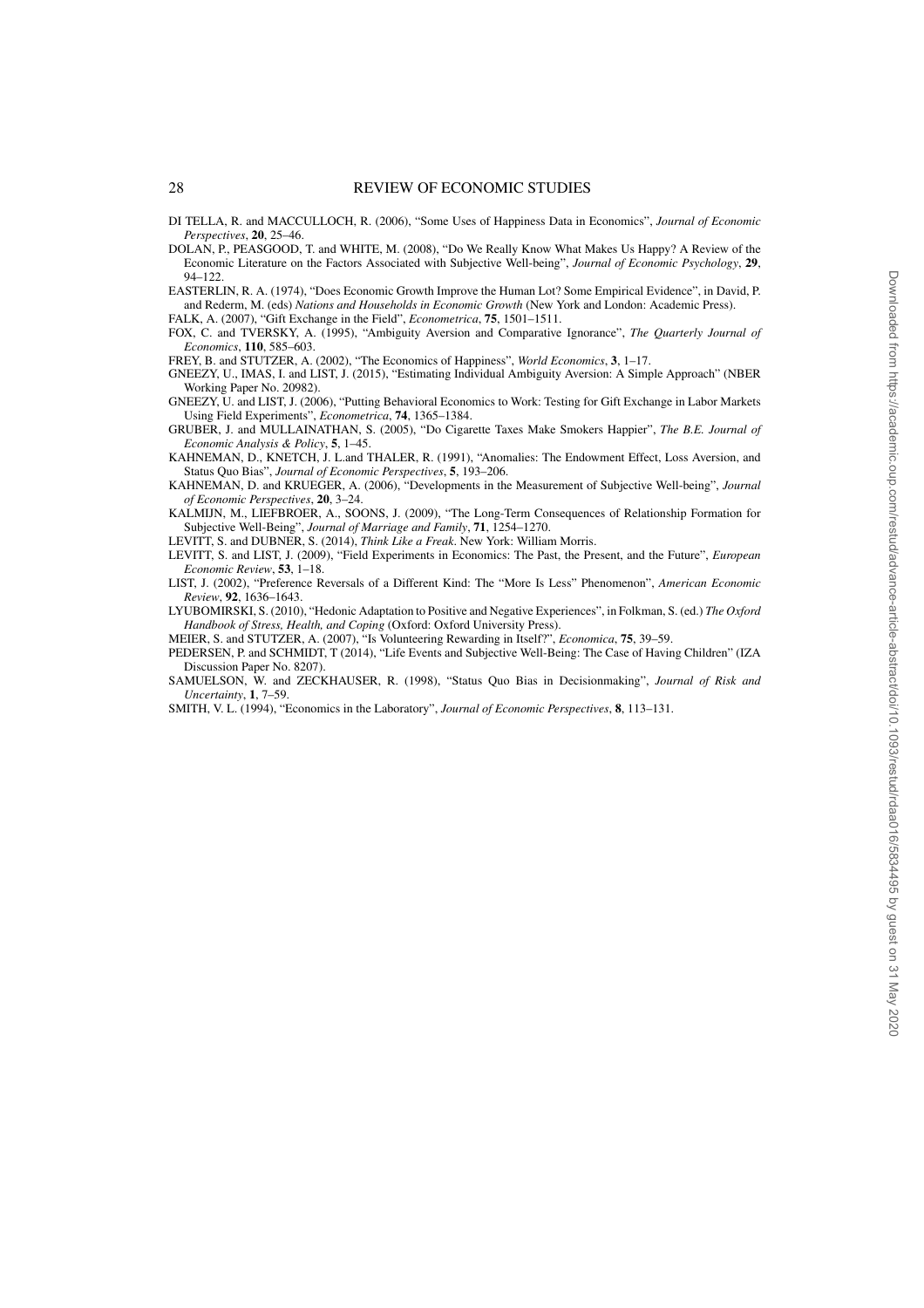DI TELLA, R. and MACCULLOCH, R. (2006), "Some Uses of Happiness Data in Economics", *Journal of Economic Perspectives*, **20**, 25–46.

DOLAN, P., PEASGOOD, T. and WHITE, M. (2008), "Do We Really Know What Makes Us Happy? A Review of the Economic Literature on the Factors Associated with Subjective Well-being", *Journal of Economic Psychology*, **29**, 94–122.

EASTERLIN, R. A. (1974), "Does Economic Growth Improve the Human Lot? Some Empirical Evidence", in David, P. and Rederm, M. (eds) *Nations and Households in Economic Growth* (New York and London: Academic Press).

FALK, A. (2007), "Gift Exchange in the Field", *Econometrica*, **75**, 1501–1511.

FOX, C. and TVERSKY, A. (1995), "Ambiguity Aversion and Comparative Ignorance", *The Quarterly Journal of Economics*, **110**, 585–603.

FREY, B. and STUTZER, A. (2002), "The Economics of Happiness", *World Economics*, **3**, 1–17.

GNEEZY, U., IMAS, I. and LIST, J. (2015), "Estimating Individual Ambiguity Aversion: A Simple Approach" (NBER Working Paper No. 20982).

GNEEZY, U. and LIST, J. (2006), "Putting Behavioral Economics to Work: Testing for Gift Exchange in Labor Markets Using Field Experiments", *Econometrica*, **74**, 1365–1384.

GRUBER, J. and MULLAINATHAN, S. (2005), "Do Cigarette Taxes Make Smokers Happier", *The B.E. Journal of Economic Analysis & Policy*, **5**, 1–45.

KAHNEMAN, D., KNETCH, J. L.and THALER, R. (1991), "Anomalies: The Endowment Effect, Loss Aversion, and Status Quo Bias", *Journal of Economic Perspectives*, **5**, 193–206.

KAHNEMAN, D. and KRUEGER, A. (2006), "Developments in the Measurement of Subjective Well-being", *Journal of Economic Perspectives*, **20**, 3–24.

KALMIJN, M., LIEFBROER, A., SOONS, J. (2009), "The Long-Term Consequences of Relationship Formation for Subjective Well-Being", *Journal of Marriage and Family*, **71**, 1254–1270.

LEVITT, S. and DUBNER, S. (2014), *Think Like a Freak*. New York: William Morris.

LEVITT, S. and LIST, J. (2009), "Field Experiments in Economics: The Past, the Present, and the Future", *European Economic Review*, **53**, 1–18.

LIST, J. (2002), "Preference Reversals of a Different Kind: The "More Is Less" Phenomenon", *American Economic Review*, **92**, 1636–1643.

LYUBOMIRSKI, S. (2010), "Hedonic Adaptation to Positive and Negative Experiences", in Folkman, S. (ed.) *The Oxford Handbook of Stress, Health, and Coping* (Oxford: Oxford University Press).

MEIER, S. and STUTZER, A. (2007), "Is Volunteering Rewarding in Itself?", *Economica*, **75**, 39–59.

PEDERSEN, P. and SCHMIDT, T (2014), "Life Events and Subjective Well-Being: The Case of Having Children" (IZA Discussion Paper No. 8207).

SAMUELSON, W. and ZECKHAUSER, R. (1998), "Status Quo Bias in Decisionmaking", *Journal of Risk and Uncertainty*, **1**, 7–59.

SMITH, V. L. (1994), "Economics in the Laboratory", *Journal of Economic Perspectives*, **8**, 113–131.